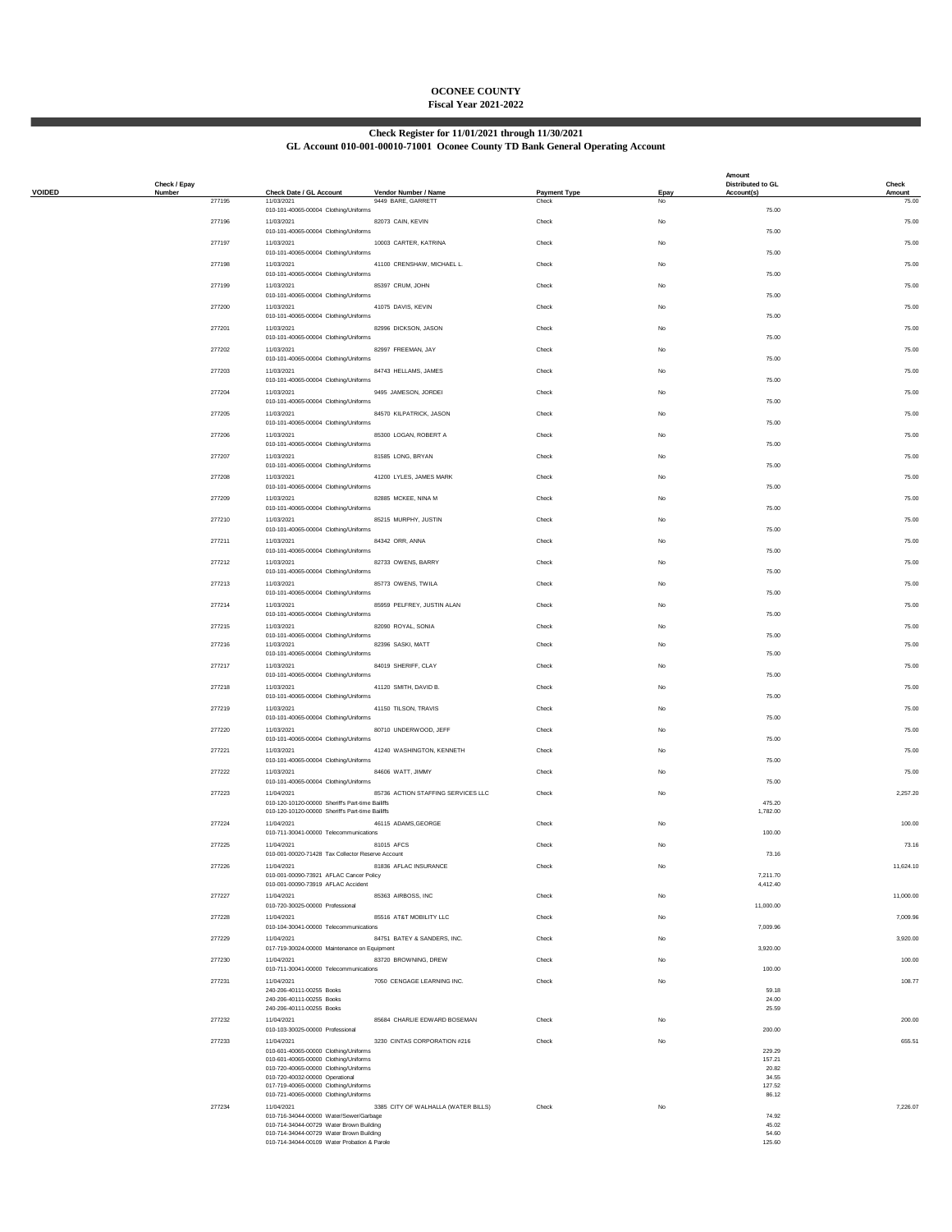# OCONEE COUNTY
## Fiscal Year 2021-2022

### Check Register for 11/01/2021 through 11/30/2021
### GL Account 010-001-00010-71001 Oconee County TD Bank General Operating Account

| VOIDED | Check / Epay Number | Check Date / GL Account | Vendor Number / Name | Payment Type | Epay | Amount Distributed to GL Account(s) | Check Amount |
|---|---|---|---|---|---|---|---|
| | 277195 | 11/03/2021 | 9449 BARE, GARRETT | Check | No | | 75.00 |
| | | 010-101-40065-00004 Clothing/Uniforms | | | | 75.00 | |
| | 277196 | 11/03/2021 | 82073 CAIN, KEVIN | Check | No | | 75.00 |
| | | 010-101-40065-00004 Clothing/Uniforms | | | | 75.00 | |
| | 277197 | 11/03/2021 | 10003 CARTER, KATRINA | Check | No | | 75.00 |
| | | 010-101-40065-00004 Clothing/Uniforms | | | | 75.00 | |
| | 277198 | 11/03/2021 | 41100 CRENSHAW, MICHAEL L. | Check | No | | 75.00 |
| | | 010-101-40065-00004 Clothing/Uniforms | | | | 75.00 | |
| | 277199 | 11/03/2021 | 85397 CRUM, JOHN | Check | No | | 75.00 |
| | | 010-101-40065-00004 Clothing/Uniforms | | | | 75.00 | |
| | 277200 | 11/03/2021 | 41075 DAVIS, KEVIN | Check | No | | 75.00 |
| | | 010-101-40065-00004 Clothing/Uniforms | | | | 75.00 | |
| | 277201 | 11/03/2021 | 82996 DICKSON, JASON | Check | No | | 75.00 |
| | | 010-101-40065-00004 Clothing/Uniforms | | | | 75.00 | |
| | 277202 | 11/03/2021 | 82997 FREEMAN, JAY | Check | No | | 75.00 |
| | | 010-101-40065-00004 Clothing/Uniforms | | | | 75.00 | |
| | 277203 | 11/03/2021 | 84743 HELLAMS, JAMES | Check | No | | 75.00 |
| | | 010-101-40065-00004 Clothing/Uniforms | | | | 75.00 | |
| | 277204 | 11/03/2021 | 9495 JAMESON, JORDEI | Check | No | | 75.00 |
| | | 010-101-40065-00004 Clothing/Uniforms | | | | 75.00 | |
| | 277205 | 11/03/2021 | 84570 KILPATRICK, JASON | Check | No | | 75.00 |
| | | 010-101-40065-00004 Clothing/Uniforms | | | | 75.00 | |
| | 277206 | 11/03/2021 | 85300 LOGAN, ROBERT A | Check | No | | 75.00 |
| | | 010-101-40065-00004 Clothing/Uniforms | | | | 75.00 | |
| | 277207 | 11/03/2021 | 81585 LONG, BRYAN | Check | No | | 75.00 |
| | | 010-101-40065-00004 Clothing/Uniforms | | | | 75.00 | |
| | 277208 | 11/03/2021 | 41200 LYLES, JAMES MARK | Check | No | | 75.00 |
| | | 010-101-40065-00004 Clothing/Uniforms | | | | 75.00 | |
| | 277209 | 11/03/2021 | 82885 MCKEE, NINA M | Check | No | | 75.00 |
| | | 010-101-40065-00004 Clothing/Uniforms | | | | 75.00 | |
| | 277210 | 11/03/2021 | 85215 MURPHY, JUSTIN | Check | No | | 75.00 |
| | | 010-101-40065-00004 Clothing/Uniforms | | | | 75.00 | |
| | 277211 | 11/03/2021 | 84342 ORR, ANNA | Check | No | | 75.00 |
| | | 010-101-40065-00004 Clothing/Uniforms | | | | 75.00 | |
| | 277212 | 11/03/2021 | 82733 OWENS, BARRY | Check | No | | 75.00 |
| | | 010-101-40065-00004 Clothing/Uniforms | | | | 75.00 | |
| | 277213 | 11/03/2021 | 85773 OWENS, TWILA | Check | No | | 75.00 |
| | | 010-101-40065-00004 Clothing/Uniforms | | | | 75.00 | |
| | 277214 | 11/03/2021 | 85959 PELFREY, JUSTIN ALAN | Check | No | | 75.00 |
| | | 010-101-40065-00004 Clothing/Uniforms | | | | 75.00 | |
| | 277215 | 11/03/2021 | 82090 ROYAL, SONIA | Check | No | | 75.00 |
| | | 010-101-40065-00004 Clothing/Uniforms | | | | 75.00 | |
| | 277216 | 11/03/2021 | 82396 SASKI, MATT | Check | No | | 75.00 |
| | | 010-101-40065-00004 Clothing/Uniforms | | | | 75.00 | |
| | 277217 | 11/03/2021 | 84019 SHERIFF, CLAY | Check | No | | 75.00 |
| | | 010-101-40065-00004 Clothing/Uniforms | | | | 75.00 | |
| | 277218 | 11/03/2021 | 41120 SMITH, DAVID B. | Check | No | | 75.00 |
| | | 010-101-40065-00004 Clothing/Uniforms | | | | 75.00 | |
| | 277219 | 11/03/2021 | 41150 TILSON, TRAVIS | Check | No | | 75.00 |
| | | 010-101-40065-00004 Clothing/Uniforms | | | | 75.00 | |
| | 277220 | 11/03/2021 | 80710 UNDERWOOD, JEFF | Check | No | | 75.00 |
| | | 010-101-40065-00004 Clothing/Uniforms | | | | 75.00 | |
| | 277221 | 11/03/2021 | 41240 WASHINGTON, KENNETH | Check | No | | 75.00 |
| | | 010-101-40065-00004 Clothing/Uniforms | | | | 75.00 | |
| | 277222 | 11/03/2021 | 84606 WATT, JIMMY | Check | No | | 75.00 |
| | | 010-101-40065-00004 Clothing/Uniforms | | | | 75.00 | |
| | 277223 | 11/04/2021 | 85736 ACTION STAFFING SERVICES LLC | Check | No | | 2,257.20 |
| | | 010-120-10120-00000 Sheriff's Part-time Bailiffs | | | | 475.20 | |
| | | 010-120-10120-00000 Sheriff's Part-time Bailiffs | | | | 1,782.00 | |
| | 277224 | 11/04/2021 | 46115 ADAMS,GEORGE | Check | No | | 100.00 |
| | | 010-711-30041-00000 Telecommunications | | | | 100.00 | |
| | 277225 | 11/04/2021 | 81015 AFCS | Check | No | | 73.16 |
| | | 010-001-00020-71428 Tax Collector Reserve Account | | | | 73.16 | |
| | 277226 | 11/04/2021 | 81836 AFLAC INSURANCE | Check | No | | 11,624.10 |
| | | 010-001-00090-73921 AFLAC Cancer Policy | | | | 7,211.70 | |
| | | 010-001-00090-73919 AFLAC Accident | | | | 4,412.40 | |
| | 277227 | 11/04/2021 | 85363 AIRBOSS, INC | Check | No | | 11,000.00 |
| | | 010-720-30025-00000 Professional | | | | 11,000.00 | |
| | 277228 | 11/04/2021 | 85516 AT&T MOBILITY LLC | Check | No | | 7,009.96 |
| | | 010-104-30041-00000 Telecommunications | | | | 7,009.96 | |
| | 277229 | 11/04/2021 | 84751 BATEY & SANDERS, INC. | Check | No | | 3,920.00 |
| | | 017-719-30024-00000 Maintenance on Equipment | | | | 3,920.00 | |
| | 277230 | 11/04/2021 | 83720 BROWNING, DREW | Check | No | | 100.00 |
| | | 010-711-30041-00000 Telecommunications | | | | 100.00 | |
| | 277231 | 11/04/2021 | 7050 CENGAGE LEARNING INC. | Check | No | | 108.77 |
| | | 240-206-40111-00255 Books | | | | 59.18 | |
| | | 240-206-40111-00255 Books | | | | 24.00 | |
| | | 240-206-40111-00255 Books | | | | 25.59 | |
| | 277232 | 11/04/2021 | 85684 CHARLIE EDWARD BOSEMAN | Check | No | | 200.00 |
| | | 010-103-30025-00000 Professional | | | | 200.00 | |
| | 277233 | 11/04/2021 | 3230 CINTAS CORPORATION #216 | Check | No | | 655.51 |
| | | 010-601-40065-00000 Clothing/Uniforms | | | | 229.29 | |
| | | 010-601-40065-00000 Clothing/Uniforms | | | | 157.21 | |
| | | 010-720-40065-00000 Clothing/Uniforms | | | | 20.82 | |
| | | 010-720-40032-00000 Operational | | | | 34.55 | |
| | | 017-719-40065-00000 Clothing/Uniforms | | | | 127.52 | |
| | | 010-721-40065-00000 Clothing/Uniforms | | | | 86.12 | |
| | 277234 | 11/04/2021 | 3385 CITY OF WALHALLA (WATER BILLS) | Check | No | | 7,226.07 |
| | | 010-716-34044-00000 Water/Sewer/Garbage | | | | 74.92 | |
| | | 010-714-34044-00729 Water Brown Building | | | | 45.02 | |
| | | 010-714-34044-00729 Water Brown Building | | | | 54.60 | |
| | | 010-714-34044-00109 Water Probation & Parole | | | | 125.60 | |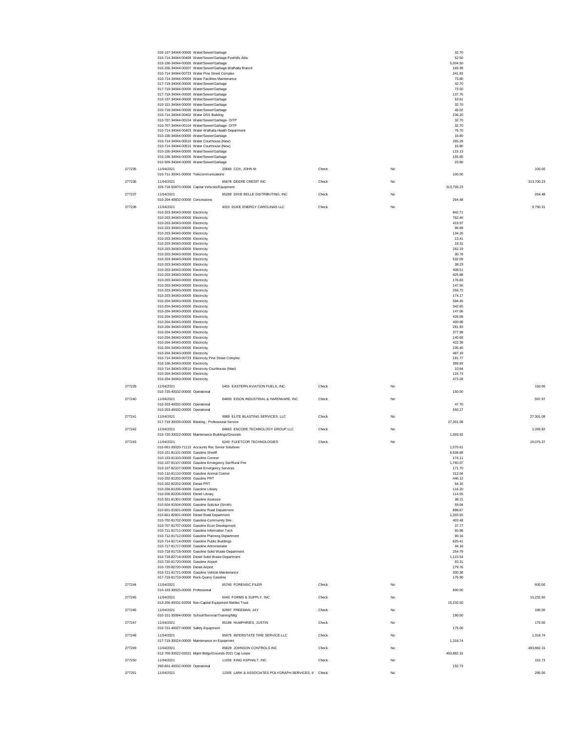| Check # | Date / Account | Vendor | Type | Void | Line Amount | Check Amount |
|---|---|---|---|---|---|---|
| | 020-107-34044-00000 Water/Sewer/Garbage | | | | 32.70 | |
| | 010-714-34044-00409 Water/Sewer/Garbage-Foothills Allia | | | | 52.50 | |
| | 010-106-34044-00000 Water/Sewer/Garbage | | | | 5,004.50 | |
| | 010-206-34044-00207 Water/Sewer/Garbage-Walhalla Branch | | | | 169.39 | |
| | 010-714-34044-00723 Water Pine Street Complex | | | | 241.83 | |
| | 010-714-34044-00000 Water Facilities Maintenance | | | | 73.80 | |
| | 017-719-34044-00000 Water/Sewer/Garbage | | | | 32.70 | |
| | 017-719-34044-00000 Water/Sewer/Garbage | | | | 73.50 | |
| | 017-719-34044-00000 Water/Sewer/Garbage | | | | 137.76 | |
| | 010-107-34044-00000 Water/Sewer/Garbage | | | | 53.61 | |
| | 010-101-34044-00000 Water/Sewer/Garbage | | | | 32.70 | |
| | 010-718-34044-00000 Water/Sewer/Garbage | | | | 49.02 | |
| | 010-714-34044-00402 Water DSS Building | | | | 236.20 | |
| | 010-707-34044-00104 Water/Sewer/Garbage- OITP | | | | 32.70 | |
| | 010-707-34044-00104 Water/Sewer/Garbage- OITP | | | | 32.70 | |
| | 010-714-34044-00403 Water Walhalla Health Department | | | | 76.70 | |
| | 010-106-34044-00000 Water/Sewer/Garbage | | | | 16.80 | |
| | 010-714-34044-00510 Water Courthouse (New) | | | | 265.29 | |
| | 010-714-34044-00510 Water Courthouse (New) | | | | 16.80 | |
| | 010-106-34044-00000 Water/Sewer/Garbage | | | | 115.13 | |
| | 010-106-34044-00000 Water/Sewer/Garbage | | | | 155.80 | |
| | 010-509-34044-00000 Water/Sewer/Garbage | | | | 23.80 | |
| 277235 | 11/04/2021 | 20660 COX, JOHN M | Check | No | | 100.00 |
| | 010-711-30041-00000 Telecommunications | | | | 100.00 | |
| 277236 | 11/04/2021 | 85878 DEERE CREDIT INC | Check | No | | 313,700.23 |
| | 325-718-50870-00000 Capital Vehicles/Equipment | | | | 313,700.23 | |
| 277237 | 11/04/2021 | 85289 DIXIE BELLE DISTRIBUTING, INC | Check | No | | 264.48 |
| | 010-204-40832-00000 Concessions | | | | 264.48 | |
| 277238 | 11/04/2021 | 4020 DUKE ENERGY CAROLINAS LLC | Check | No | | 9,790.31 |
| | 010-203-34043-00000 Electricity | | | | 842.71 | |
| | 010-203-34043-00000 Electricity | | | | 762.45 | |
| | 010-203-34043-00000 Electricity | | | | 419.97 | |
| | 010-203-34043-00000 Electricity | | | | 96.89 | |
| | 010-203-34043-00000 Electricity | | | | 134.26 | |
| | 010-203-34043-00000 Electricity | | | | 13.41 | |
| | 010-203-34043-00000 Electricity | | | | 18.31 | |
| | 010-203-34043-00000 Electricity | | | | 262.19 | |
| | 010-203-34043-00000 Electricity | | | | 30.78 | |
| | 010-203-34043-00000 Electricity | | | | 532.09 | |
| | 010-203-34043-00000 Electricity | | | | 38.23 | |
| | 010-203-34043-00000 Electricity | | | | 408.51 | |
| | 010-203-34043-00000 Electricity | | | | 425.88 | |
| | 010-203-34043-00000 Electricity | | | | 176.83 | |
| | 010-203-34043-00000 Electricity | | | | 147.56 | |
| | 010-203-34043-00000 Electricity | | | | 256.72 | |
| | 010-203-34043-00000 Electricity | | | | 174.17 | |
| | 010-204-34043-00000 Electricity | | | | 594.45 | |
| | 010-204-34043-00000 Electricity | | | | 342.65 | |
| | 010-204-34043-00000 Electricity | | | | 147.06 | |
| | 010-204-34043-00000 Electricity | | | | 426.08 | |
| | 010-204-34043-00000 Electricity | | | | 400.98 | |
| | 010-204-34043-00000 Electricity | | | | 281.93 | |
| | 010-204-34043-00000 Electricity | | | | 377.99 | |
| | 010-204-34043-00000 Electricity | | | | 140.68 | |
| | 010-204-34043-00000 Electricity | | | | 422.39 | |
| | 010-204-34043-00000 Electricity | | | | 235.40 | |
| | 010-204-34043-00000 Electricity | | | | 487.19 | |
| | 010-714-34043-00723 Electricity Pine Street Complex | | | | 191.77 | |
| | 010-106-34043-00000 Electricity | | | | 399.93 | |
| | 010-714-34043-00510 Electricity Courthouse (New) | | | | 10.84 | |
| | 010-204-34043-00000 Electricity | | | | 116.73 | |
| | 010-204-34043-00000 Electricity | | | | 473.28 | |
| 277239 | 11/04/2021 | 5455 EASTERN AVIATION FUELS, INC. | Check | No | | 150.00 |
| | 010-720-40032-00000 Operational | | | | 150.00 | |
| 277240 | 11/04/2021 | 84800 EISON INDUSTRIAL & HARDWARE, INC | Check | No | | 597.97 |
| | 010-203-40032-00000 Operational | | | | 47.70 | |
| | 010-203-40032-00000 Operational | | | | 550.27 | |
| 277241 | 11/04/2021 | 9989 ELITE BLASTING SERVICES, LLC | Check | No | | 27,301.08 |
| | 017-719-30039-00000 Blasting - Professional Service | | | | 27,301.08 | |
| 277242 | 11/04/2021 | 84663 ENCORE TECHNOLOGY GROUP LLC | Check | No | | 1,093.92 |
| | 010-720-33022-00000 Maintenance Buildings/Grounds | | | | 1,093.92 | |
| 277243 | 11/04/2021 | 6240 FLEETCOR TECHNOLOGIES | Check | No | | 19,075.37 |
| | 010-001-00020-71110 Accounts Rec Senior Solutions | | | | 1,570.61 | |
| | 010-101-81101-00000 Gasoline Sheriff | | | | 8,508.68 | |
| | 010-103-81103-00000 Gasoline Coroner | | | | 174.11 | |
| | 010-107-81107-00000 Gasoline Emergency Ser/Rural Fire | | | | 1,760.07 | |
| | 010-107-82107-00000 Diesel Emergency Services | | | | 171.70 | |
| | 010-110-81110-00000 Gasoline Animal Control | | | | 312.04 | |
| | 010-202-81202-00000 Gasoline PRT | | | | 446.12 | |
| | 010-202-82202-00000 Diesel PRT | | | | 64.16 | |
| | 010-206-81206-00000 Gasoline Library | | | | 116.20 | |
| | 010-206-82206-00000 Diesel Library | | | | 114.55 | |
| | 010-301-81301-00000 Gasoline Assessor | | | | 38.21 | |
| | 010-504-81504-00000 Gasoline Solicitor (Smith) | | | | 59.04 | |
| | 010-601-81601-00000 Gasoline Road Department | | | | 898.67 | |
| | 010-601-82601-00000 Diesel Road Department | | | | 1,333.55 | |
| | 010-702-81702-00000 Gasoline-Community Dev . | | | | 403.48 | |
| | 010-707-81707-00000 Gasoline Econ Development | | | | 37.77 | |
| | 010-711-81711-00000 Gasoline Information Tech | | | | 60.98 | |
| | 010-712-81712-00000 Gasoline Planning Department | | | | 90.16 | |
| | 010-714-81714-00000 Gasoline Public Buildings | | | | 625.41 | |
| | 010-717-81717-00000 Gasoline Administrator | | | | 44.18 | |
| | 010-718-81718-00000 Gasoline Solid Waste Department | | | | 254.79 | |
| | 010-718-82718-00000 Diesel Solid Waste Department | | | | 1,110.54 | |
| | 010-720-81720-00000 Gasoline Airport | | | | 93.31 | |
| | 010-720-82720-00000 Diesel Airport | | | | 279.76 | |
| | 010-721-81721-00000 Gasoline Vehicle Maintenance | | | | 330.38 | |
| | 017-719-81719-00000 Rock Quarry Gasoline | | | | 176.90 | |
| 277244 | 11/04/2021 | 85740 FORENSIC FILER | Check | No | | 600.00 |
| | 010-103-30025-00000 Professional | | | | 600.00 | |
| 277245 | 11/04/2021 | 6040 FORMS & SUPPLY, INC. | Check | No | | 15,232.50 |
| | 013-206-40031-92056 Non-Capital Equipment-Nettles Trust | | | | 15,232.50 | |
| 277246 | 11/04/2021 | 82997 FREEMAN, JAY | Check | No | | 190.00 |
| | 010-101-30084-00000 School/Seminar/Training/Mtg | | | | 190.00 | |
| 277247 | 11/04/2021 | 85189 HUMPHRIES, JUSTIN | Check | No | | 175.00 |
| | 010-721-40027-00000 Safety Equipment | | | | 175.00 | |
| 277248 | 11/04/2021 | 85975 INTERSTATE TIRE SERVICE LLC | Check | No | | 1,318.74 |
| | 017-719-30024-00000 Maintenance on Equipment | | | | 1,318.74 | |
| 277249 | 11/04/2021 | 85829 JOHNSON CONTROLS INC | Check | No | | 493,882.15 |
| | 012-709-33022-02021 Maint Bldgs/Grounds-2021 Cap Lease | | | | 493,882.15 | |
| 277250 | 11/04/2021 | 11055 KING ASPHALT, INC. | Check | No | | 152.73 |
| | 260-601-40032-00000 Operational | | | | 152.73 | |
| 277251 | 11/04/2021 | 12305 LARK & ASSOCIATES POLYGRAPH SERVICES, IN | Check | No | | 295.00 |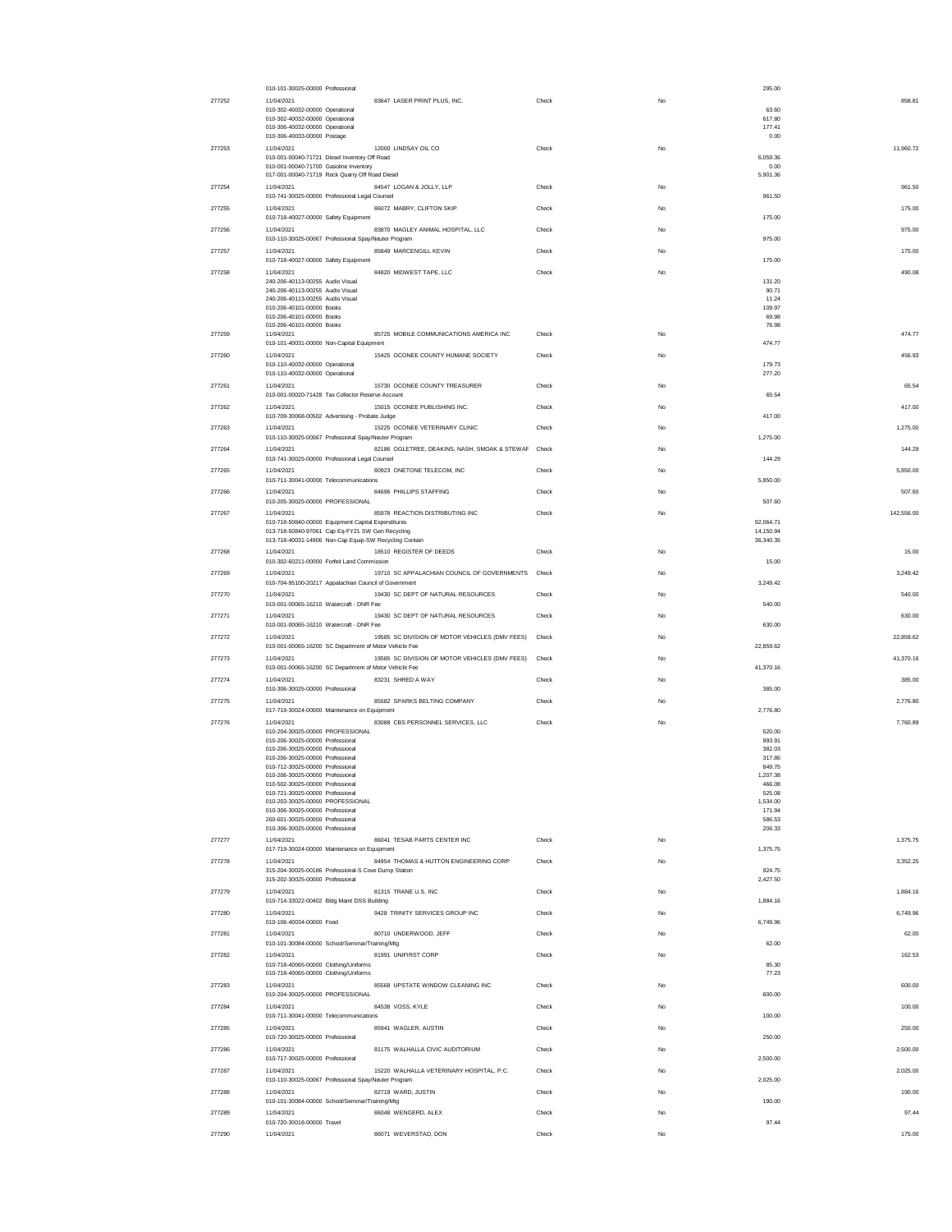| Check # | Date / Account | Vendor | Type | Void | Line Amount | Check Amount |
|---|---|---|---|---|---|---|
| | 010-101-30025-00000 Professional | | | | 295.00 | |
| 277252 | 11/04/2021 | 83647 LASER PRINT PLUS, INC. | Check | No | | 858.81 |
| | 010-302-40032-00000 Operational | | | | 63.60 | |
| | 010-302-40032-00000 Operational | | | | 617.80 | |
| | 010-306-40032-00000 Operational | | | | 177.41 | |
| | 010-306-40033-00000 Postage | | | | 0.00 | |
| 277253 | 11/04/2021 | 12000 LINDSAY OIL CO | Check | No | | 11,960.72 |
| | 010-001-00040-71721 Diesel Inventory Off Road | | | | 6,059.36 | |
| | 010-001-00040-71700 Gasoline Inventory | | | | 0.00 | |
| | 017-001-00040-71719 Rock Quarry Off Road Diesel | | | | 5,901.36 | |
| 277254 | 11/04/2021 | 84547 LOGAN & JOLLY, LLP | Check | No | | 961.50 |
| | 010-741-30025-00000 Professional Legal Counsel | | | | 961.50 | |
| 277255 | 11/04/2021 | 86072 MABRY, CLIFTON SKIP | Check | No | | 175.00 |
| | 010-718-40027-00000 Safety Equipment | | | | 175.00 | |
| 277256 | 11/04/2021 | 83870 MAGLEY ANIMAL HOSPITAL, LLC | Check | No | | 975.00 |
| | 010-110-30025-00067 Professional Spay/Neuter Program | | | | 975.00 | |
| 277257 | 11/04/2021 | 85849 MARCENGILL KEVIN | Check | No | | 175.00 |
| | 010-718-40027-00000 Safety Equipment | | | | 175.00 | |
| 277258 | 11/04/2021 | 84820 MIDWEST TAPE, LLC | Check | No | | 490.08 |
| | 240-206-40113-00255 Audio Visual | | | | 131.20 | |
| | 240-206-40113-00255 Audio Visual | | | | 90.71 | |
| | 240-206-40113-00255 Audio Visual | | | | 11.24 | |
| | 010-206-40101-00000 Books | | | | 109.97 | |
| | 010-206-40101-00000 Books | | | | 69.98 | |
| | 010-206-40101-00000 Books | | | | 76.98 | |
| 277259 | 11/04/2021 | 85725 MOBILE COMMUNICATIONS AMERICA INC | Check | No | | 474.77 |
| | 010-101-40031-00000 Non-Capital Equipment | | | | 474.77 | |
| 277260 | 11/04/2021 | 15425 OCONEE COUNTY HUMANE SOCIETY | Check | No | | 456.93 |
| | 010-110-40032-00000 Operational | | | | 179.73 | |
| | 010-110-40032-00000 Operational | | | | 277.20 | |
| 277261 | 11/04/2021 | 15730 OCONEE COUNTY TREASURER | Check | No | | 65.54 |
| | 010-001-00020-71428 Tax Collector Reserve Account | | | | 65.54 | |
| 277262 | 11/04/2021 | 15015 OCONEE PUBLISHING INC. | Check | No | | 417.00 |
| | 010-709-30068-00502 Advertising - Probate Judge | | | | 417.00 | |
| 277263 | 11/04/2021 | 15225 OCONEE VETERINARY CLINIC | Check | No | | 1,275.00 |
| | 010-110-30025-00067 Professional Spay/Neuter Program | | | | 1,275.00 | |
| 277264 | 11/04/2021 | 82186 OGLETREE, DEAKINS, NASH, SMOAK & STEWAF | Check | No | | 144.29 |
| | 010-741-30025-00000 Professional Legal Counsel | | | | 144.29 | |
| 277265 | 11/04/2021 | 80923 ONETONE TELECOM, INC | Check | No | | 5,850.00 |
| | 010-711-30041-00000 Telecommunications | | | | 5,850.00 | |
| 277266 | 11/04/2021 | 84696 PHILLIPS STAFFING | Check | No | | 507.60 |
| | 010-205-30025-00000 PROFESSIONAL | | | | 507.60 | |
| 277267 | 11/04/2021 | 85978 REACTION DISTRIBUTING INC | Check | No | | 142,556.00 |
| | 010-718-50840-00000 Equipment Capital Expenditures | | | | 92,064.71 | |
| | 013-718-50840-97061 Cap Eq-FY21 SW Gen Recycling | | | | 14,150.94 | |
| | 013-718-40031-14906 Non-Cap Equip-SW Recycling Contain | | | | 36,340.35 | |
| 277268 | 11/04/2021 | 18510 REGISTER OF DEEDS | Check | No | | 15.00 |
| | 010-302-60211-00000 Forfeit Land Commission | | | | 15.00 | |
| 277269 | 11/04/2021 | 19710 SC APPALACHIAN COUNCIL OF GOVERNMENTS | Check | No | | 3,249.42 |
| | 010-704-95100-20217 Appalachian Council of Government | | | | 3,249.42 | |
| 277270 | 11/04/2021 | 19430 SC DEPT OF NATURAL RESOURCES | Check | No | | 540.00 |
| | 010-001-00065-16210 Watercraft - DNR Fee | | | | 540.00 | |
| 277271 | 11/04/2021 | 19430 SC DEPT OF NATURAL RESOURCES | Check | No | | 630.00 |
| | 010-001-00065-16210 Watercraft - DNR Fee | | | | 630.00 | |
| 277272 | 11/04/2021 | 19585 SC DIVISION OF MOTOR VEHICLES (DMV FEES) | Check | No | | 22,859.62 |
| | 010-001-00065-16200 SC Department of Motor Vehicle Fee | | | | 22,859.62 | |
| 277273 | 11/04/2021 | 19585 SC DIVISION OF MOTOR VEHICLES (DMV FEES) | Check | No | | 41,370.16 |
| | 010-001-00065-16200 SC Department of Motor Vehicle Fee | | | | 41,370.16 | |
| 277274 | 11/04/2021 | 83231 SHRED A WAY | Check | No | | 385.00 |
| | 010-306-30025-00000 Professional | | | | 385.00 | |
| 277275 | 11/04/2021 | 85582 SPARKS BELTING COMPANY | Check | No | | 2,776.80 |
| | 017-719-30024-00000 Maintenance on Equipment | | | | 2,776.80 | |
| 277276 | 11/04/2021 | 83088 CBS PERSONNEL SERVICES, LLC | Check | No | | 7,760.89 |
| | 010-204-30025-00000 PROFESSIONAL | | | | 520.00 | |
| | 010-206-30025-00000 Professional | | | | 993.91 | |
| | 010-206-30025-00000 Professional | | | | 382.03 | |
| | 010-206-30025-00000 Professional | | | | 317.86 | |
| | 010-712-30025-00000 Professional | | | | 849.75 | |
| | 010-206-30025-00000 Professional | | | | 1,207.38 | |
| | 010-502-30025-00000 Professional | | | | 466.08 | |
| | 010-721-30025-00000 Professional | | | | 525.08 | |
| | 010-203-30025-00000 PROFESSIONAL | | | | 1,534.00 | |
| | 010-306-30025-00000 Professional | | | | 171.94 | |
| | 260-601-30025-00000 Professional | | | | 586.53 | |
| | 010-306-30025-00000 Professional | | | | 206.33 | |
| 277277 | 11/04/2021 | 86041 TESAB PARTS CENTER INC | Check | No | | 1,375.75 |
| | 017-719-30024-00000 Maintenance on Equipment | | | | 1,375.75 | |
| 277278 | 11/04/2021 | 84954 THOMAS & HUTTON ENGINEERING CORP | Check | No | | 3,352.25 |
| | 315-204-30025-00186 Professional-S Cove Dump Station | | | | 924.75 | |
| | 315-202-30025-00000 Professional | | | | 2,427.50 | |
| 277279 | 11/04/2021 | 81315 TRANE U.S. INC | Check | No | | 1,884.16 |
| | 010-714-33022-00402 Bldg Maint DSS Building | | | | 1,884.16 | |
| 277280 | 11/04/2021 | 9428 TRINITY SERVICES GROUP INC | Check | No | | 6,749.96 |
| | 010-106-40034-00000 Food | | | | 6,749.96 | |
| 277281 | 11/04/2021 | 80710 UNDERWOOD, JEFF | Check | No | | 62.00 |
| | 010-101-30084-00000 School/Seminar/Training/Mtg | | | | 62.00 | |
| 277282 | 11/04/2021 | 81991 UNIFIRST CORP | Check | No | | 162.53 |
| | 010-718-40065-00000 Clothing/Uniforms | | | | 85.30 | |
| | 010-718-40065-00000 Clothing/Uniforms | | | | 77.23 | |
| 277283 | 11/04/2021 | 85568 UPSTATE WINDOW CLEANING INC | Check | No | | 600.00 |
| | 010-204-30025-00000 PROFESSIONAL | | | | 600.00 | |
| 277284 | 11/04/2021 | 84538 VOSS, KYLE | Check | No | | 100.00 |
| | 010-711-30041-00000 Telecommunications | | | | 100.00 | |
| 277285 | 11/04/2021 | 85941 WAGLER, AUSTIN | Check | No | | 250.00 |
| | 010-720-30025-00000 Professional | | | | 250.00 | |
| 277286 | 11/04/2021 | 81175 WALHALLA CIVIC AUDITORIUM | Check | No | | 2,500.00 |
| | 010-717-30025-00000 Professional | | | | 2,500.00 | |
| 277287 | 11/04/2021 | 15220 WALHALLA VETERINARY HOSPITAL, P.C. | Check | No | | 2,025.00 |
| | 010-110-30025-00067 Professional Spay/Neuter Program | | | | 2,025.00 | |
| 277288 | 11/04/2021 | 82719 WARD, JUSTIN | Check | No | | 190.00 |
| | 010-101-30084-00000 School/Seminar/Training/Mtg | | | | 190.00 | |
| 277289 | 11/04/2021 | 86048 WENGERD, ALEX | Check | No | | 97.44 |
| | 010-720-30018-00000 Travel | | | | 97.44 | |
| 277290 | 11/04/2021 | 86071 WEVERSTAD, DON | Check | No | | 175.00 |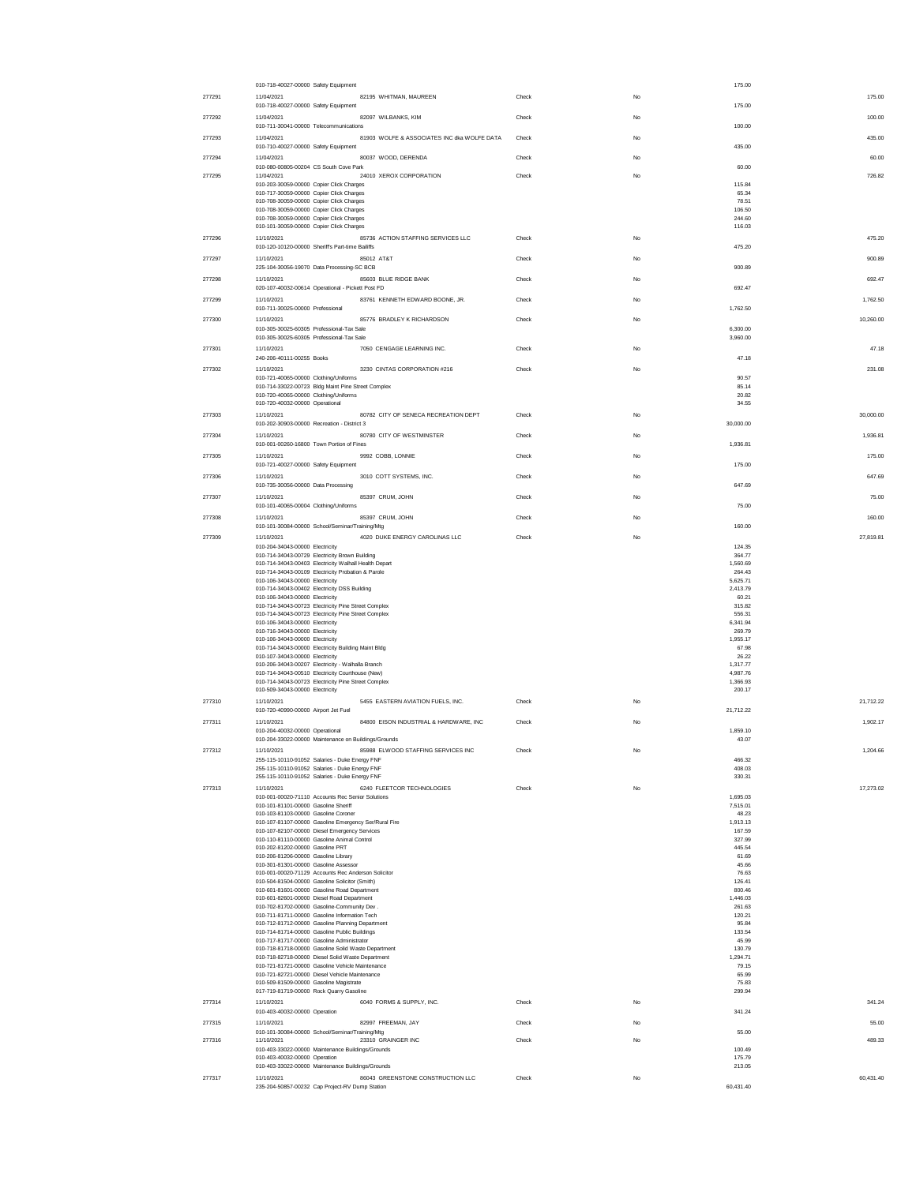| Check # | Date / Account | Vendor | Type | Void | Line Amount | Check Amount |
|---|---|---|---|---|---|---|
| | 010-718-40027-00000 Safety Equipment | | | | 175.00 | |
| 277291 | 11/04/2021 | 82195 WHITMAN, MAUREEN | Check | No | | 175.00 |
| | 010-718-40027-00000 Safety Equipment | | | | 175.00 | |
| 277292 | 11/04/2021 | 82097 WILBANKS, KIM | Check | No | | 100.00 |
| | 010-711-30041-00000 Telecommunications | | | | 100.00 | |
| 277293 | 11/04/2021 | 81903 WOLFE & ASSOCIATES INC dba WOLFE DATA | Check | No | | 435.00 |
| | 010-710-40027-00000 Safety Equipment | | | | 435.00 | |
| 277294 | 11/04/2021 | 80037 WOOD, DERENDA | Check | No | | 60.00 |
| | 010-080-00805-00204 CS South Cove Park | | | | 60.00 | |
| 277295 | 11/04/2021 | 24010 XEROX CORPORATION | Check | No | | 726.82 |
| | 010-203-30059-00000 Copier Click Charges | | | | 115.84 | |
| | 010-717-30059-00000 Copier Click Charges | | | | 65.34 | |
| | 010-708-30059-00000 Copier Click Charges | | | | 78.51 | |
| | 010-708-30059-00000 Copier Click Charges | | | | 106.50 | |
| | 010-708-30059-00000 Copier Click Charges | | | | 244.60 | |
| | 010-101-30059-00000 Copier Click Charges | | | | 116.03 | |
| 277296 | 11/10/2021 | 85736 ACTION STAFFING SERVICES LLC | Check | No | | 475.20 |
| | 010-120-10120-00000 Sheriff's Part-time Bailiffs | | | | 475.20 | |
| 277297 | 11/10/2021 | 85012 AT&T | Check | No | | 900.89 |
| | 225-104-30056-19070 Data Processing-SC BCB | | | | 900.89 | |
| 277298 | 11/10/2021 | 85603 BLUE RIDGE BANK | Check | No | | 692.47 |
| | 020-107-40032-00614 Operational - Pickett Post FD | | | | 692.47 | |
| 277299 | 11/10/2021 | 83761 KENNETH EDWARD BOONE, JR. | Check | No | | 1,762.50 |
| | 010-711-30025-00000 Professional | | | | 1,762.50 | |
| 277300 | 11/10/2021 | 85776 BRADLEY K RICHARDSON | Check | No | | 10,260.00 |
| | 010-305-30025-60305 Professional-Tax Sale | | | | 6,300.00 | |
| | 010-305-30025-60305 Professional-Tax Sale | | | | 3,960.00 | |
| 277301 | 11/10/2021 | 7050 CENGAGE LEARNING INC. | Check | No | | 47.18 |
| | 240-206-40111-00255 Books | | | | 47.18 | |
| 277302 | 11/10/2021 | 3230 CINTAS CORPORATION #216 | Check | No | | 231.08 |
| | 010-721-40065-00000 Clothing/Uniforms | | | | 90.57 | |
| | 010-714-33022-00723 Bldg Maint Pine Street Complex | | | | 85.14 | |
| | 010-720-40065-00000 Clothing/Uniforms | | | | 20.82 | |
| | 010-720-40032-00000 Operational | | | | 34.55 | |
| 277303 | 11/10/2021 | 80782 CITY OF SENECA RECREATION DEPT | Check | No | | 30,000.00 |
| | 010-202-30903-00000 Recreation - District 3 | | | | 30,000.00 | |
| 277304 | 11/10/2021 | 80780 CITY OF WESTMINSTER | Check | No | | 1,936.81 |
| | 010-001-00260-16800 Town Portion of Fines | | | | 1,936.81 | |
| 277305 | 11/10/2021 | 9992 COBB, LONNIE | Check | No | | 175.00 |
| | 010-721-40027-00000 Safety Equipment | | | | 175.00 | |
| 277306 | 11/10/2021 | 3010 COTT SYSTEMS, INC. | Check | No | | 647.69 |
| | 010-735-30056-00000 Data Processing | | | | 647.69 | |
| 277307 | 11/10/2021 | 85397 CRUM, JOHN | Check | No | | 75.00 |
| | 010-101-40065-00004 Clothing/Uniforms | | | | 75.00 | |
| 277308 | 11/10/2021 | 85397 CRUM, JOHN | Check | No | | 160.00 |
| | 010-101-30084-00000 School/Seminar/Training/Mtg | | | | 160.00 | |
| 277309 | 11/10/2021 | 4020 DUKE ENERGY CAROLINAS LLC | Check | No | | 27,819.81 |
| | 010-204-34043-00000 Electricity | | | | 124.35 | |
| | 010-714-34043-00729 Electricity Brown Building | | | | 364.77 | |
| | 010-714-34043-00403 Electricity Walhall Health Depart | | | | 1,560.69 | |
| | 010-714-34043-00109 Electricity Probation & Parole | | | | 264.43 | |
| | 010-106-34043-00000 Electricity | | | | 5,625.71 | |
| | 010-714-34043-00402 Electricity DSS Building | | | | 2,413.79 | |
| | 010-106-34043-00000 Electricity | | | | 60.21 | |
| | 010-714-34043-00723 Electricity Pine Street Complex | | | | 315.82 | |
| | 010-714-34043-00723 Electricity Pine Street Complex | | | | 556.31 | |
| | 010-106-34043-00000 Electricity | | | | 6,341.94 | |
| | 010-716-34043-00000 Electricity | | | | 269.79 | |
| | 010-106-34043-00000 Electricity | | | | 1,955.17 | |
| | 010-714-34043-00000 Electricity Building Maint Bldg | | | | 67.98 | |
| | 010-107-34043-00000 Electricity | | | | 26.22 | |
| | 010-206-34043-00207 Electricity - Walhalla Branch | | | | 1,317.77 | |
| | 010-714-34043-00510 Electricity Courthouse (New) | | | | 4,987.76 | |
| | 010-714-34043-00723 Electricity Pine Street Complex | | | | 1,366.93 | |
| | 010-509-34043-00000 Electricity | | | | 200.17 | |
| 277310 | 11/10/2021 | 5455 EASTERN AVIATION FUELS, INC. | Check | No | | 21,712.22 |
| | 010-720-40990-00000 Airport Jet Fuel | | | | 21,712.22 | |
| 277311 | 11/10/2021 | 84800 EISON INDUSTRIAL & HARDWARE, INC | Check | No | | 1,902.17 |
| | 010-204-40032-00000 Operational | | | | 1,859.10 | |
| | 010-204-33022-00000 Maintenance on Buildings/Grounds | | | | 43.07 | |
| 277312 | 11/10/2021 | 85988 ELWOOD STAFFING SERVICES INC | Check | No | | 1,204.66 |
| | 255-115-10110-91052 Salaries - Duke Energy FNF | | | | 466.32 | |
| | 255-115-10110-91052 Salaries - Duke Energy FNF | | | | 408.03 | |
| | 255-115-10110-91052 Salaries - Duke Energy FNF | | | | 330.31 | |
| 277313 | 11/10/2021 | 6240 FLEETCOR TECHNOLOGIES | Check | No | | 17,273.02 |
| | 010-001-00020-71110 Accounts Rec Senior Solutions | | | | 1,695.03 | |
| | 010-101-81101-00000 Gasoline Sheriff | | | | 7,515.01 | |
| | 010-103-81103-00000 Gasoline Coroner | | | | 48.23 | |
| | 010-107-81107-00000 Gasoline Emergency Ser/Rural Fire | | | | 1,913.13 | |
| | 010-107-82107-00000 Diesel Emergency Services | | | | 167.59 | |
| | 010-110-81110-00000 Gasoline Animal Control | | | | 327.99 | |
| | 010-202-81202-00000 Gasoline PRT | | | | 445.54 | |
| | 010-206-81206-00000 Gasoline Library | | | | 61.69 | |
| | 010-301-81301-00000 Gasoline Assessor | | | | 45.66 | |
| | 010-001-00020-71129 Accounts Rec Anderson Solicitor | | | | 76.63 | |
| | 010-504-81504-00000 Gasoline Solicitor (Smith) | | | | 126.41 | |
| | 010-601-81601-00000 Gasoline Road Department | | | | 800.46 | |
| | 010-601-82601-00000 Diesel Road Department | | | | 1,446.03 | |
| | 010-702-81702-00000 Gasoline-Community Dev . | | | | 261.63 | |
| | 010-711-81711-00000 Gasoline Information Tech | | | | 120.21 | |
| | 010-712-81712-00000 Gasoline Planning Department | | | | 95.84 | |
| | 010-714-81714-00000 Gasoline Public Buildings | | | | 133.54 | |
| | 010-717-81717-00000 Gasoline Administrator | | | | 45.99 | |
| | 010-718-81718-00000 Gasoline Solid Waste Department | | | | 130.79 | |
| | 010-718-82718-00000 Diesel Solid Waste Department | | | | 1,294.71 | |
| | 010-721-81721-00000 Gasoline Vehicle Maintenance | | | | 79.15 | |
| | 010-721-82721-00000 Diesel Vehicle Maintenance | | | | 65.99 | |
| | 010-509-81509-00000 Gasoline Magistrate | | | | 75.83 | |
| | 017-719-81719-00000 Rock Quarry Gasoline | | | | 299.94 | |
| 277314 | 11/10/2021 | 6040 FORMS & SUPPLY, INC. | Check | No | | 341.24 |
| | 010-403-40032-00000 Operation | | | | 341.24 | |
| 277315 | 11/10/2021 | 82997 FREEMAN, JAY | Check | No | | 55.00 |
| | 010-101-30084-00000 School/Seminar/Training/Mtg | | | | 55.00 | |
| 277316 | 11/10/2021 | 23310 GRAINGER INC | Check | No | | 489.33 |
| | 010-403-33022-00000 Maintenance Buildings/Grounds | | | | 100.49 | |
| | 010-403-40032-00000 Operation | | | | 175.79 | |
| | 010-403-33022-00000 Maintenance Buildings/Grounds | | | | 213.05 | |
| 277317 | 11/10/2021 | 86043 GREENSTONE CONSTRUCTION LLC | Check | No | | 60,431.40 |
| | 235-204-50857-00232 Cap Project-RV Dump Station | | | | 60,431.40 | |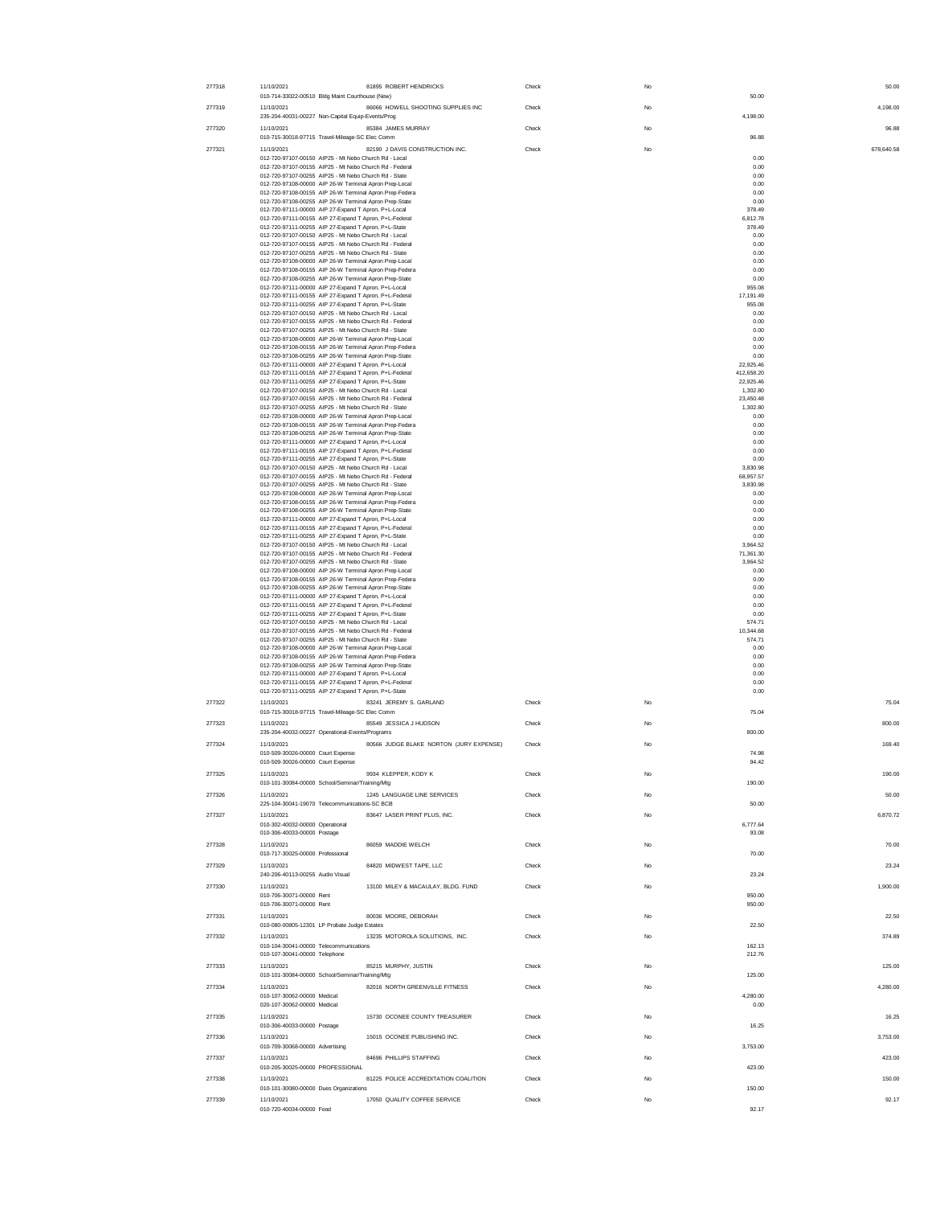| Check # | Date / Account | Vendor | Type | Void | Line Amount | Check Amount |
|---|---|---|---|---|---|---|
| 277318 | 11/10/2021 | 81895 ROBERT HENDRICKS | Check | No | | 50.00 |
| | 010-714-33022-00510 Bldg Maint Courthouse (New) | | | | 50.00 | |
| 277319 | 11/10/2021 | 86066 HOWELL SHOOTING SUPPLIES INC | Check | No | | 4,198.00 |
| | 235-204-40031-00227 Non-Capital Equip-Events/Prog | | | | 4,198.00 | |
| 277320 | 11/10/2021 | 85384 JAMES MURRAY | Check | No | | 96.88 |
| | 010-715-30018-97715 Travel-Mileage-SC Elec Comm | | | | 96.88 | |
| 277321 | 11/10/2021 | 82190 J DAVIS CONSTRUCTION INC. | Check | No | | 678,640.58 |
| | 012-720-97107-00150 AIP25 - Mt Nebo Church Rd - Local | | | | 0.00 | |
| | 012-720-97107-00155 AIP25 - Mt Nebo Church Rd - Federal | | | | 0.00 | |
| | 012-720-97107-00255 AIP25 - Mt Nebo Church Rd - State | | | | 0.00 | |
| | 012-720-97108-00000 AIP 26-W Terminal Apron Prep-Local | | | | 0.00 | |
| | 012-720-97108-00155 AIP 26-W Terminal Apron Prep-Federa | | | | 0.00 | |
| | 012-720-97108-00255 AIP 26-W Terminal Apron Prep-State | | | | 0.00 | |
| | 012-720-97111-00000 AIP 27-Expand T Apron, P+L-Local | | | | 378.49 | |
| | 012-720-97111-00155 AIP 27-Expand T Apron, P+L-Federal | | | | 6,812.78 | |
| | 012-720-97111-00255 AIP 27-Expand T Apron, P+L-State | | | | 378.49 | |
| | 012-720-97107-00150 AIP25 - Mt Nebo Church Rd - Local | | | | 0.00 | |
| | 012-720-97107-00155 AIP25 - Mt Nebo Church Rd - Federal | | | | 0.00 | |
| | 012-720-97107-00255 AIP25 - Mt Nebo Church Rd - State | | | | 0.00 | |
| | 012-720-97108-00000 AIP 26-W Terminal Apron Prep-Local | | | | 0.00 | |
| | 012-720-97108-00155 AIP 26-W Terminal Apron Prep-Federa | | | | 0.00 | |
| | 012-720-97108-00255 AIP 26-W Terminal Apron Prep-State | | | | 0.00 | |
| | 012-720-97111-00000 AIP 27-Expand T Apron, P+L-Local | | | | 955.08 | |
| | 012-720-97111-00155 AIP 27-Expand T Apron, P+L-Federal | | | | 17,191.49 | |
| | 012-720-97111-00255 AIP 27-Expand T Apron, P+L-State | | | | 955.08 | |
| | 012-720-97107-00150 AIP25 - Mt Nebo Church Rd - Local | | | | 0.00 | |
| | 012-720-97107-00155 AIP25 - Mt Nebo Church Rd - Federal | | | | 0.00 | |
| | 012-720-97107-00255 AIP25 - Mt Nebo Church Rd - State | | | | 0.00 | |
| | 012-720-97108-00000 AIP 26-W Terminal Apron Prep-Local | | | | 0.00 | |
| | 012-720-97108-00155 AIP 26-W Terminal Apron Prep-Federa | | | | 0.00 | |
| | 012-720-97108-00255 AIP 26-W Terminal Apron Prep-State | | | | 0.00 | |
| | 012-720-97111-00000 AIP 27-Expand T Apron, P+L-Local | | | | 22,925.46 | |
| | 012-720-97111-00155 AIP 27-Expand T Apron, P+L-Federal | | | | 412,658.20 | |
| | 012-720-97111-00255 AIP 27-Expand T Apron, P+L-State | | | | 22,925.46 | |
| | 012-720-97107-00150 AIP25 - Mt Nebo Church Rd - Local | | | | 1,302.80 | |
| | 012-720-97107-00155 AIP25 - Mt Nebo Church Rd - Federal | | | | 23,450.48 | |
| | 012-720-97107-00255 AIP25 - Mt Nebo Church Rd - State | | | | 1,302.80 | |
| | 012-720-97108-00000 AIP 26-W Terminal Apron Prep-Local | | | | 0.00 | |
| | 012-720-97108-00155 AIP 26-W Terminal Apron Prep-Federa | | | | 0.00 | |
| | 012-720-97108-00255 AIP 26-W Terminal Apron Prep-State | | | | 0.00 | |
| | 012-720-97111-00000 AIP 27-Expand T Apron, P+L-Local | | | | 0.00 | |
| | 012-720-97111-00155 AIP 27-Expand T Apron, P+L-Federal | | | | 0.00 | |
| | 012-720-97111-00255 AIP 27-Expand T Apron, P+L-State | | | | 0.00 | |
| | 012-720-97107-00150 AIP25 - Mt Nebo Church Rd - Local | | | | 3,830.98 | |
| | 012-720-97107-00155 AIP25 - Mt Nebo Church Rd - Federal | | | | 68,957.57 | |
| | 012-720-97107-00255 AIP25 - Mt Nebo Church Rd - State | | | | 3,830.98 | |
| | 012-720-97108-00000 AIP 26-W Terminal Apron Prep-Local | | | | 0.00 | |
| | 012-720-97108-00155 AIP 26-W Terminal Apron Prep-Federa | | | | 0.00 | |
| | 012-720-97108-00255 AIP 26-W Terminal Apron Prep-State | | | | 0.00 | |
| | 012-720-97111-00000 AIP 27-Expand T Apron, P+L-Local | | | | 0.00 | |
| | 012-720-97111-00155 AIP 27-Expand T Apron, P+L-Federal | | | | 0.00 | |
| | 012-720-97111-00255 AIP 27-Expand T Apron, P+L-State | | | | 0.00 | |
| | 012-720-97107-00150 AIP25 - Mt Nebo Church Rd - Local | | | | 3,964.52 | |
| | 012-720-97107-00155 AIP25 - Mt Nebo Church Rd - Federal | | | | 71,361.30 | |
| | 012-720-97107-00255 AIP25 - Mt Nebo Church Rd - State | | | | 3,964.52 | |
| | 012-720-97108-00000 AIP 26-W Terminal Apron Prep-Local | | | | 0.00 | |
| | 012-720-97108-00155 AIP 26-W Terminal Apron Prep-Federa | | | | 0.00 | |
| | 012-720-97108-00255 AIP 26-W Terminal Apron Prep-State | | | | 0.00 | |
| | 012-720-97111-00000 AIP 27-Expand T Apron, P+L-Local | | | | 0.00 | |
| | 012-720-97111-00155 AIP 27-Expand T Apron, P+L-Federal | | | | 0.00 | |
| | 012-720-97111-00255 AIP 27-Expand T Apron, P+L-State | | | | 0.00 | |
| | 012-720-97107-00150 AIP25 - Mt Nebo Church Rd - Local | | | | 574.71 | |
| | 012-720-97107-00155 AIP25 - Mt Nebo Church Rd - Federal | | | | 10,344.68 | |
| | 012-720-97107-00255 AIP25 - Mt Nebo Church Rd - State | | | | 574.71 | |
| | 012-720-97108-00000 AIP 26-W Terminal Apron Prep-Local | | | | 0.00 | |
| | 012-720-97108-00155 AIP 26-W Terminal Apron Prep-Federa | | | | 0.00 | |
| | 012-720-97108-00255 AIP 26-W Terminal Apron Prep-State | | | | 0.00 | |
| | 012-720-97111-00000 AIP 27-Expand T Apron, P+L-Local | | | | 0.00 | |
| | 012-720-97111-00155 AIP 27-Expand T Apron, P+L-Federal | | | | 0.00 | |
| | 012-720-97111-00255 AIP 27-Expand T Apron, P+L-State | | | | 0.00 | |
| 277322 | 11/10/2021 | 83241 JEREMY S. GARLAND | Check | No | | 75.04 |
| | 010-715-30018-97715 Travel-Mileage-SC Elec Comm | | | | 75.04 | |
| 277323 | 11/10/2021 | 85549 JESSICA J HUDSON | Check | No | | 800.00 |
| | 235-204-40032-00227 Operational-Events/Programs | | | | 800.00 | |
| 277324 | 11/10/2021 | 80566 JUDGE BLAKE NORTON (JURY EXPENSE) | Check | No | | 169.40 |
| | 010-509-30026-00000 Court Expense | | | | 74.98 | |
| | 010-509-30026-00000 Court Expense | | | | 94.42 | |
| 277325 | 11/10/2021 | 9934 KLEPPER, KODY K | Check | No | | 190.00 |
| | 010-101-30084-00000 School/Seminar/Training/Mtg | | | | 190.00 | |
| 277326 | 11/10/2021 | 1245 LANGUAGE LINE SERVICES | Check | No | | 50.00 |
| | 225-104-30041-19070 Telecommunications-SC BCB | | | | 50.00 | |
| 277327 | 11/10/2021 | 83647 LASER PRINT PLUS, INC. | Check | No | | 6,870.72 |
| | 010-302-40032-00000 Operational | | | | 6,777.64 | |
| | 010-306-40033-00000 Postage | | | | 93.08 | |
| 277328 | 11/10/2021 | 86059 MADDIE WELCH | Check | No | | 70.00 |
| | 010-717-30025-00000 Professional | | | | 70.00 | |
| 277329 | 11/10/2021 | 84820 MIDWEST TAPE, LLC | Check | No | | 23.24 |
| | 240-206-40113-00255 Audio Visual | | | | 23.24 | |
| 277330 | 11/10/2021 | 13100 MILEY & MACAULAY, BLDG. FUND | Check | No | | 1,900.00 |
| | 010-706-30071-00000 Rent | | | | 950.00 | |
| | 010-706-30071-00000 Rent | | | | 950.00 | |
| 277331 | 11/10/2021 | 80036 MOORE, DEBORAH | Check | No | | 22.50 |
| | 010-080-00805-12301 LP Probate Judge Estates | | | | 22.50 | |
| 277332 | 11/10/2021 | 13235 MOTOROLA SOLUTIONS, INC. | Check | No | | 374.89 |
| | 010-104-30041-00000 Telecommunications | | | | 162.13 | |
| | 010-107-30041-00000 Telephone | | | | 212.76 | |
| 277333 | 11/10/2021 | 85215 MURPHY, JUSTIN | Check | No | | 125.00 |
| | 010-101-30084-00000 School/Seminar/Training/Mtg | | | | 125.00 | |
| 277334 | 11/10/2021 | 82016 NORTH GREENVILLE FITNESS | Check | No | | 4,280.00 |
| | 010-107-30062-00000 Medical | | | | 4,280.00 | |
| | 020-107-30062-00000 Medical | | | | 0.00 | |
| 277335 | 11/10/2021 | 15730 OCONEE COUNTY TREASURER | Check | No | | 16.25 |
| | 010-306-40033-00000 Postage | | | | 16.25 | |
| 277336 | 11/10/2021 | 15015 OCONEE PUBLISHING INC. | Check | No | | 3,753.00 |
| | 010-709-30068-00000 Advertising | | | | 3,753.00 | |
| 277337 | 11/10/2021 | 84696 PHILLIPS STAFFING | Check | No | | 423.00 |
| | 010-205-30025-00000 PROFESSIONAL | | | | 423.00 | |
| 277338 | 11/10/2021 | 81225 POLICE ACCREDITATION COALITION | Check | No | | 150.00 |
| | 010-101-30080-00000 Dues Organizations | | | | 150.00 | |
| 277339 | 11/10/2021 | 17050 QUALITY COFFEE SERVICE | Check | No | | 92.17 |
| | 010-720-40034-00000 Food | | | | 92.17 | |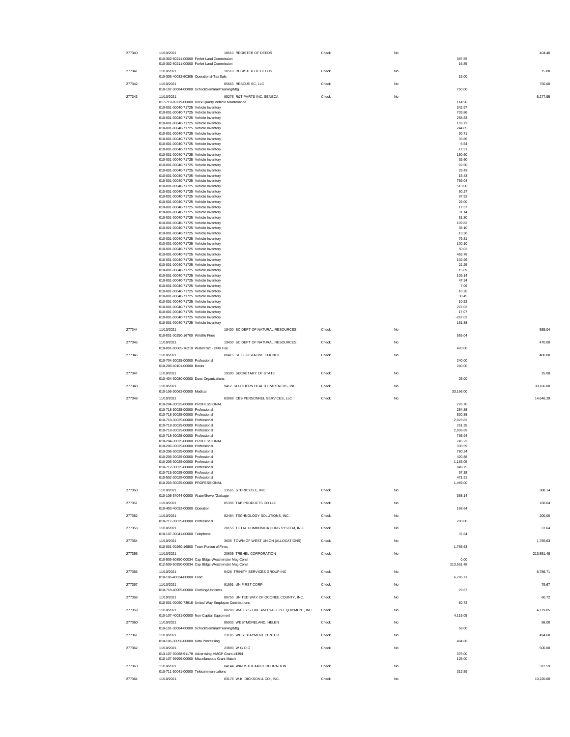| Check # | Date | Vendor | Type | Void | Line Amount | Total |
|---|---|---|---|---|---|---|
| 277340 | 11/10/2021 | 18510 REGISTER OF DEEDS | Check | No | | 404.40 |
| | 010-302-60211-00000 Forfeit Land Commission | | | | 387.55 | |
| | 010-302-60211-00000 Forfeit Land Commission | | | | 16.85 | |
| 277341 | 11/10/2021 | 18510 REGISTER OF DEEDS | Check | No | | 15.00 |
| | 010-305-40032-60305 Operational-Tax Sale | | | | 15.00 | |
| 277342 | 11/10/2021 | 85663 RESCUE SC, LLC | Check | No | | 750.00 |
| | 010-107-30084-00000 School/Seminar/Training/Mtg | | | | 750.00 | |
| 277343 | 11/10/2021 | 85275 R&T PARTS INC. SENECA | Check | No | | 5,277.95 |
| | 017-719-80719-00000 Rock Quarry Vehicle Maintenance | | | | 114.96 | |
| | 010-001-00040-71725 Vehicle Inventory | | | | 342.97 | |
| | 010-001-00040-71725 Vehicle Inventory | | | | 739.86 | |
| | 010-001-00040-71725 Vehicle Inventory | | | | 258.83 | |
| | 010-001-00040-71725 Vehicle Inventory | | | | 159.73 | |
| | 010-001-00040-71725 Vehicle Inventory | | | | 244.85 | |
| | 010-001-00040-71725 Vehicle Inventory | | | | 30.71 | |
| | 010-001-00040-71725 Vehicle Inventory | | | | 33.86 | |
| | 010-001-00040-71725 Vehicle Inventory | | | | 6.54 | |
| | 010-001-00040-71725 Vehicle Inventory | | | | 17.51 | |
| | 010-001-00040-71725 Vehicle Inventory | | | | 150.60 | |
| | 010-001-00040-71725 Vehicle Inventory | | | | 92.60 | |
| | 010-001-00040-71725 Vehicle Inventory | | | | 92.60 | |
| | 010-001-00040-71725 Vehicle Inventory | | | | 25.43 | |
| | 010-001-00040-71725 Vehicle Inventory | | | | 15.43 | |
| | 010-001-00040-71725 Vehicle Inventory | | | | 759.04 | |
| | 010-001-00040-71725 Vehicle Inventory | | | | 513.00 | |
| | 010-001-00040-71725 Vehicle Inventory | | | | 50.27 | |
| | 010-001-00040-71725 Vehicle Inventory | | | | 97.92 | |
| | 010-001-00040-71725 Vehicle Inventory | | | | 29.00 | |
| | 010-001-00040-71725 Vehicle Inventory | | | | 17.57 | |
| | 010-001-00040-71725 Vehicle Inventory | | | | 31.14 | |
| | 010-001-00040-71725 Vehicle Inventory | | | | 51.80 | |
| | 010-001-00040-71725 Vehicle Inventory | | | | 109.82 | |
| | 010-001-00040-71725 Vehicle Inventory | | | | 38.10 | |
| | 010-001-00040-71725 Vehicle Inventory | | | | 13.30 | |
| | 010-001-00040-71725 Vehicle Inventory | | | | 79.81 | |
| | 010-001-00040-71725 Vehicle Inventory | | | | 100.10 | |
| | 010-001-00040-71725 Vehicle Inventory | | | | 50.02 | |
| | 010-001-00040-71725 Vehicle Inventory | | | | 455.76 | |
| | 010-001-00040-71725 Vehicle Inventory | | | | 132.96 | |
| | 010-001-00040-71725 Vehicle Inventory | | | | 22.25 | |
| | 010-001-00040-71725 Vehicle Inventory | | | | 15.89 | |
| | 010-001-00040-71725 Vehicle Inventory | | | | 109.14 | |
| | 010-001-00040-71725 Vehicle Inventory | | | | 47.34 | |
| | 010-001-00040-71725 Vehicle Inventory | | | | 7.06 | |
| | 010-001-00040-71725 Vehicle Inventory | | | | 10.26 | |
| | 010-001-00040-71725 Vehicle Inventory | | | | 30.45 | |
| | 010-001-00040-71725 Vehicle Inventory | | | | 10.52 | |
| | 010-001-00040-71725 Vehicle Inventory | | | | 267.02 | |
| | 010-001-00040-71725 Vehicle Inventory | | | | 17.07 | |
| | 010-001-00040-71725 Vehicle Inventory | | | | -267.02 | |
| | 010-001-00040-71725 Vehicle Inventory | | | | 151.88 | |
| 277344 | 11/10/2021 | 19430 SC DEPT OF NATURAL RESOURCES | Check | No | | 555.04 |
| | 010-001-00250-16700 Wildlife Fines | | | | 555.04 | |
| 277345 | 11/10/2021 | 19430 SC DEPT OF NATURAL RESOURCES | Check | No | | 470.00 |
| | 010-001-00065-16210 Watercraft - DNR Fee | | | | 470.00 | |
| 277346 | 11/10/2021 | 80415 SC LEGISLATIVE COUNCIL | Check | No | | 480.00 |
| | 010-704-30025-00000 Professional | | | | 240.00 | |
| | 010-206-40101-00000 Books | | | | 240.00 | |
| 277347 | 11/10/2021 | 19390 SECRETARY OF STATE | Check | No | | 25.00 |
| | 010-404-30080-00000 Dues Organizations | | | | 25.00 | |
| 277348 | 11/10/2021 | 9412 SOUTHERN HEALTH PARTNERS, INC | Check | No | | 33,166.00 |
| | 010-106-30062-00000 Medical | | | | 33,166.00 | |
| 277349 | 11/10/2021 | 83088 CBS PERSONNEL SERVICES, LLC | Check | No | | 14,646.29 |
| | 010-204-30025-00000 PROFESSIONAL | | | | 726.70 | |
| | 010-718-30025-00000 Professional | | | | 254.88 | |
| | 010-718-30025-00000 Professional | | | | 520.88 | |
| | 010-718-30025-00000 Professional | | | | 2,923.82 | |
| | 010-718-30025-00000 Professional | | | | 251.35 | |
| | 010-718-30025-00000 Professional | | | | 2,836.69 | |
| | 010-718-30025-00000 Professional | | | | 795.94 | |
| | 010-204-30025-00000 PROFESSIONAL | | | | 745.23 | |
| | 010-206-30025-00000 Professional | | | | 338.59 | |
| | 010-206-30025-00000 Professional | | | | 780.24 | |
| | 010-206-30025-00000 Professional | | | | 420.88 | |
| | 010-206-30025-00000 Professional | | | | 1,163.05 | |
| | 010-712-30025-00000 Professional | | | | 849.75 | |
| | 010-715-30025-00000 Professional | | | | 97.38 | |
| | 010-502-30025-00000 Professional | | | | 471.91 | |
| | 010-203-30025-00000 PROFESSIONAL | | | | 1,469.00 | |
| 277350 | 11/10/2021 | 13565 STERICYCLE, INC. | Check | No | | 388.14 |
| | 010-106-34044-00000 Water/Sewer/Garbage | | | | 388.14 | |
| 277351 | 11/10/2021 | 85396 TAB PRODUCTS CO LLC | Check | No | | 168.64 |
| | 010-403-40032-00000 Operation | | | | 168.64 | |
| 277352 | 11/10/2021 | 82484 TECHNOLOGY SOLUTIONS, INC. | Check | No | | 200.00 |
| | 010-717-30025-00000 Professional | | | | 200.00 | |
| 277353 | 11/10/2021 | 20155 TOTAL COMMUNICATIONS SYSTEM, INC. | Check | No | | 37.64 |
| | 010-107-30041-00000 Telephone | | | | 37.64 | |
| 277354 | 11/10/2021 | 3635 TOWN OF WEST UNION (ALLOCATIONS) | Check | No | | 1,765.63 |
| | 010-001-00260-16800 Town Portion of Fines | | | | 1,765.63 | |
| 277355 | 11/10/2021 | 20605 TREHEL CORPORATION | Check | No | | 213,551.48 |
| | 010-509-50850-00034 Cap Bldgs-Westminster Mag Const | | | | 0.00 | |
| | 012-509-50850-00034 Cap Bldgs-Westminster Mag Const | | | | 213,551.48 | |
| 277356 | 11/10/2021 | 9428 TRINITY SERVICES GROUP INC | Check | No | | 6,786.71 |
| | 010-106-40034-00000 Food | | | | 6,786.71 | |
| 277357 | 11/10/2021 | 81991 UNIFIRST CORP | Check | No | | 79.67 |
| | 010-718-40065-00000 Clothing/Uniforms | | | | 79.67 | |
| 277358 | 11/10/2021 | 80750 UNITED WAY OF OCONEE COUNTY, INC. | Check | No | | 60.72 |
| | 010-001-00090-73918 United Way Employee Contributions | | | | 60.72 | |
| 277359 | 11/10/2021 | 80208 WALLY'S FIRE AND SAFETY EQUIPMENT, INC. | Check | No | | 4,119.05 |
| | 010-107-40031-00000 Non-Capital Equipment | | | | 4,119.05 | |
| 277360 | 11/10/2021 | 85932 WESTMORELAND, HELEN | Check | No | | 58.00 |
| | 010-101-30084-00000 School/Seminar/Training/Mtg | | | | 58.00 | |
| 277361 | 11/10/2021 | 23185 WEST PAYMENT CENTER | Check | No | | 494.68 |
| | 010-106-30056-00000 Data Processing | | | | 494.68 | |
| 277362 | 11/10/2021 | 23890 W G O G | Check | No | | 500.00 |
| | 013-107-30068-91179 Advertising-HMGP Grant #4394 | | | | 375.00 | |
| | 010-107-99999-00000 Miscellaneous Grant Match | | | | 125.00 | |
| 277363 | 11/10/2021 | 84144 WINDSTREAM CORPORATION | Check | No | | 312.59 |
| | 010-711-30041-00000 Telecommunications | | | | 312.59 | |
| 277364 | 11/10/2021 | 83178 W.K. DICKSON & CO., INC. | Check | No | | 10,220.00 |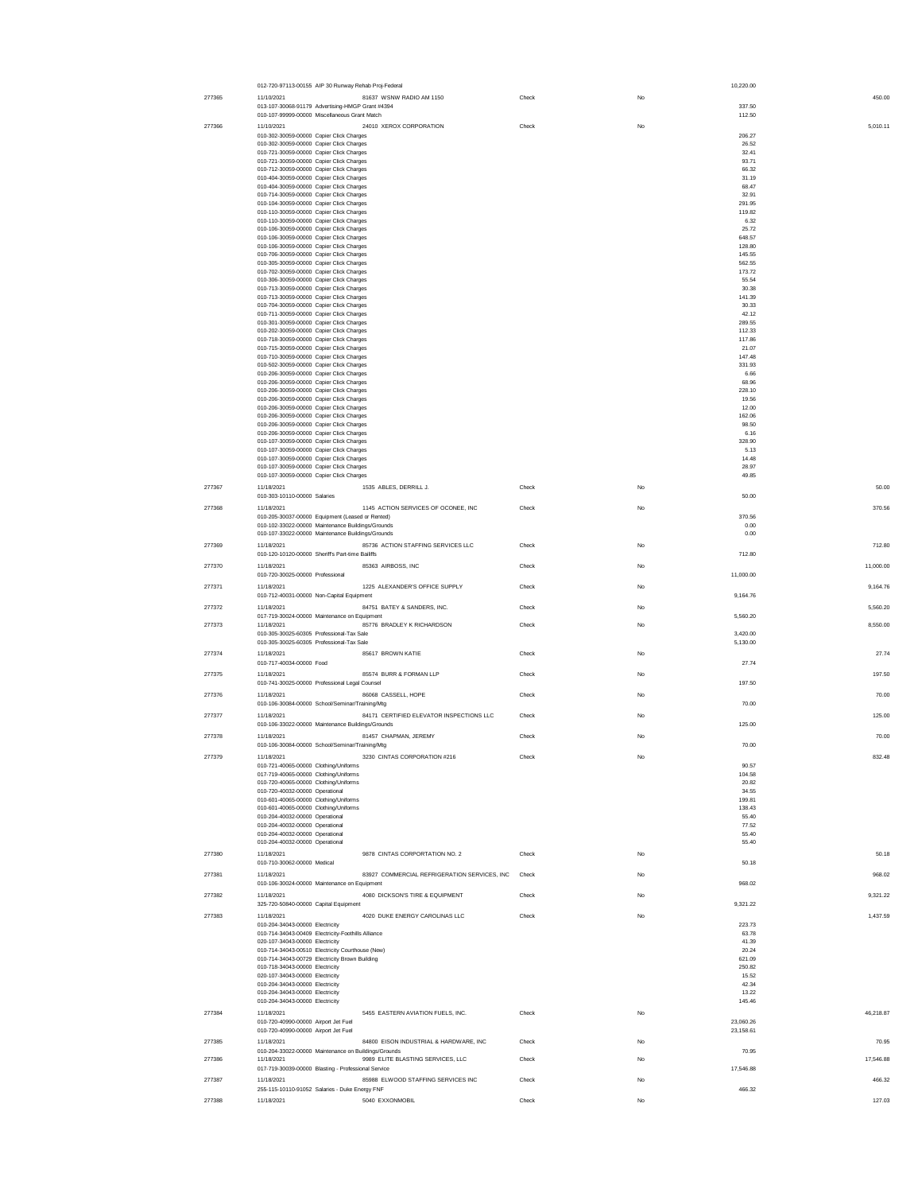| Check # | Date / Account | Vendor | Type | Void | Line Amount | Check Amount |
|---|---|---|---|---|---|---|
| | 012-720-97113-00155 AIP 30 Runway Rehab Proj-Federal | | | | 10,220.00 | |
| 277365 | 11/10/2021 | 81637 WSNW RADIO AM 1150 | Check | No | | 450.00 |
| | 013-107-30068-91179 Advertising-HMGP Grant #4394 | | | | 337.50 | |
| | 010-107-99999-00000 Miscellaneous Grant Match | | | | 112.50 | |
| 277366 | 11/10/2021 | 24010 XEROX CORPORATION | Check | No | | 5,010.11 |
| | 010-302-30059-00000 Copier Click Charges | | | | 206.27 | |
| | 010-302-30059-00000 Copier Click Charges | | | | 26.52 | |
| | 010-721-30059-00000 Copier Click Charges | | | | 32.41 | |
| | 010-721-30059-00000 Copier Click Charges | | | | 93.71 | |
| | 010-712-30059-00000 Copier Click Charges | | | | 66.32 | |
| | 010-404-30059-00000 Copier Click Charges | | | | 31.19 | |
| | 010-404-30059-00000 Copier Click Charges | | | | 68.47 | |
| | 010-714-30059-00000 Copier Click Charges | | | | 32.91 | |
| | 010-104-30059-00000 Copier Click Charges | | | | 291.95 | |
| | 010-110-30059-00000 Copier Click Charges | | | | 119.82 | |
| | 010-110-30059-00000 Copier Click Charges | | | | 6.32 | |
| | 010-106-30059-00000 Copier Click Charges | | | | 25.72 | |
| | 010-106-30059-00000 Copier Click Charges | | | | 648.57 | |
| | 010-106-30059-00000 Copier Click Charges | | | | 128.80 | |
| | 010-706-30059-00000 Copier Click Charges | | | | 145.55 | |
| | 010-305-30059-00000 Copier Click Charges | | | | 562.55 | |
| | 010-702-30059-00000 Copier Click Charges | | | | 173.72 | |
| | 010-306-30059-00000 Copier Click Charges | | | | 55.54 | |
| | 010-713-30059-00000 Copier Click Charges | | | | 30.38 | |
| | 010-713-30059-00000 Copier Click Charges | | | | 141.39 | |
| | 010-704-30059-00000 Copier Click Charges | | | | 30.33 | |
| | 010-711-30059-00000 Copier Click Charges | | | | 42.12 | |
| | 010-301-30059-00000 Copier Click Charges | | | | 289.55 | |
| | 010-202-30059-00000 Copier Click Charges | | | | 112.33 | |
| | 010-718-30059-00000 Copier Click Charges | | | | 117.86 | |
| | 010-715-30059-00000 Copier Click Charges | | | | 21.07 | |
| | 010-710-30059-00000 Copier Click Charges | | | | 147.48 | |
| | 010-502-30059-00000 Copier Click Charges | | | | 331.93 | |
| | 010-206-30059-00000 Copier Click Charges | | | | 6.66 | |
| | 010-206-30059-00000 Copier Click Charges | | | | 68.96 | |
| | 010-206-30059-00000 Copier Click Charges | | | | 228.10 | |
| | 010-206-30059-00000 Copier Click Charges | | | | 19.56 | |
| | 010-206-30059-00000 Copier Click Charges | | | | 12.00 | |
| | 010-206-30059-00000 Copier Click Charges | | | | 162.06 | |
| | 010-206-30059-00000 Copier Click Charges | | | | 98.50 | |
| | 010-206-30059-00000 Copier Click Charges | | | | 6.16 | |
| | 010-107-30059-00000 Copier Click Charges | | | | 328.90 | |
| | 010-107-30059-00000 Copier Click Charges | | | | 5.13 | |
| | 010-107-30059-00000 Copier Click Charges | | | | 14.48 | |
| | 010-107-30059-00000 Copier Click Charges | | | | 28.97 | |
| | 010-107-30059-00000 Copier Click Charges | | | | 49.85 | |
| 277367 | 11/18/2021 | 1535 ABLES, DERRILL J. | Check | No | | 50.00 |
| | 010-303-10110-00000 Salaries | | | | 50.00 | |
| 277368 | 11/18/2021 | 1145 ACTION SERVICES OF OCONEE, INC | Check | No | | 370.56 |
| | 010-205-30037-00000 Equipment (Leased or Rented) | | | | 370.56 | |
| | 010-102-33022-00000 Maintenance Buildings/Grounds | | | | 0.00 | |
| | 010-107-33022-00000 Maintenance Buildings/Grounds | | | | 0.00 | |
| 277369 | 11/18/2021 | 85736 ACTION STAFFING SERVICES LLC | Check | No | | 712.80 |
| | 010-120-10120-00000 Sheriff's Part-time Bailiffs | | | | 712.80 | |
| 277370 | 11/18/2021 | 85363 AIRBOSS, INC | Check | No | | 11,000.00 |
| | 010-720-30025-00000 Professional | | | | 11,000.00 | |
| 277371 | 11/18/2021 | 1225 ALEXANDER'S OFFICE SUPPLY | Check | No | | 9,164.76 |
| | 010-712-40031-00000 Non-Capital Equipment | | | | 9,164.76 | |
| 277372 | 11/18/2021 | 84751 BATEY & SANDERS, INC. | Check | No | | 5,560.20 |
| | 017-719-30024-00000 Maintenance on Equipment | | | | 5,560.20 | |
| 277373 | 11/18/2021 | 85776 BRADLEY K RICHARDSON | Check | No | | 8,550.00 |
| | 010-305-30025-60305 Professional-Tax Sale | | | | 3,420.00 | |
| | 010-305-30025-60305 Professional-Tax Sale | | | | 5,130.00 | |
| 277374 | 11/18/2021 | 85617 BROWN KATIE | Check | No | | 27.74 |
| | 010-717-40034-00000 Food | | | | 27.74 | |
| 277375 | 11/18/2021 | 85574 BURR & FORMAN LLP | Check | No | | 197.50 |
| | 010-741-30025-00000 Professional Legal Counsel | | | | 197.50 | |
| 277376 | 11/18/2021 | 86068 CASSELL, HOPE | Check | No | | 70.00 |
| | 010-106-30084-00000 School/Seminar/Training/Mtg | | | | 70.00 | |
| 277377 | 11/18/2021 | 84171 CERTIFIED ELEVATOR INSPECTIONS LLC | Check | No | | 125.00 |
| | 010-106-33022-00000 Maintenance Buildings/Grounds | | | | 125.00 | |
| 277378 | 11/18/2021 | 81457 CHAPMAN, JEREMY | Check | No | | 70.00 |
| | 010-106-30084-00000 School/Seminar/Training/Mtg | | | | 70.00 | |
| 277379 | 11/18/2021 | 3230 CINTAS CORPORATION #216 | Check | No | | 832.48 |
| | 010-721-40065-00000 Clothing/Uniforms | | | | 90.57 | |
| | 017-719-40065-00000 Clothing/Uniforms | | | | 104.58 | |
| | 010-720-40065-00000 Clothing/Uniforms | | | | 20.82 | |
| | 010-720-40032-00000 Operational | | | | 34.55 | |
| | 010-601-40065-00000 Clothing/Uniforms | | | | 199.81 | |
| | 010-601-40065-00000 Clothing/Uniforms | | | | 138.43 | |
| | 010-204-40032-00000 Operational | | | | 55.40 | |
| | 010-204-40032-00000 Operational | | | | 77.52 | |
| | 010-204-40032-00000 Operational | | | | 55.40 | |
| | 010-204-40032-00000 Operational | | | | 55.40 | |
| 277380 | 11/18/2021 | 9878 CINTAS CORPORTATION NO. 2 | Check | No | | 50.18 |
| | 010-710-30062-00000 Medical | | | | 50.18 | |
| 277381 | 11/18/2021 | 83927 COMMERCIAL REFRIGERATION SERVICES, INC | Check | No | | 968.02 |
| | 010-106-30024-00000 Maintenance on Equipment | | | | 968.02 | |
| 277382 | 11/18/2021 | 4080 DICKSON'S TIRE & EQUIPMENT | Check | No | | 9,321.22 |
| | 325-720-50840-00000 Capital Equipment | | | | 9,321.22 | |
| 277383 | 11/18/2021 | 4020 DUKE ENERGY CAROLINAS LLC | Check | No | | 1,437.59 |
| | 010-204-34043-00000 Electricity | | | | 223.73 | |
| | 010-714-34043-00409 Electricity-Foothills Alliance | | | | 63.78 | |
| | 020-107-34043-00000 Electricity | | | | 41.39 | |
| | 010-714-34043-00510 Electricity Courthouse (New) | | | | 20.24 | |
| | 010-714-34043-00729 Electricity Brown Building | | | | 621.09 | |
| | 010-718-34043-00000 Electricity | | | | 250.82 | |
| | 020-107-34043-00000 Electricity | | | | 15.52 | |
| | 010-204-34043-00000 Electricity | | | | 42.34 | |
| | 010-204-34043-00000 Electricity | | | | 13.22 | |
| | 010-204-34043-00000 Electricity | | | | 145.46 | |
| 277384 | 11/18/2021 | 5455 EASTERN AVIATION FUELS, INC. | Check | No | | 46,218.87 |
| | 010-720-40990-00000 Airport Jet Fuel | | | | 23,060.26 | |
| | 010-720-40990-00000 Airport Jet Fuel | | | | 23,158.61 | |
| 277385 | 11/18/2021 | 84800 EISON INDUSTRIAL & HARDWARE, INC | Check | No | | 70.95 |
| | 010-204-33022-00000 Maintenance on Buildings/Grounds | | | | 70.95 | |
| 277386 | 11/18/2021 | 9989 ELITE BLASTING SERVICES, LLC | Check | No | | 17,546.88 |
| | 017-719-30039-00000 Blasting - Professional Service | | | | 17,546.88 | |
| 277387 | 11/18/2021 | 85988 ELWOOD STAFFING SERVICES INC | Check | No | | 466.32 |
| | 255-115-10110-91052 Salaries - Duke Energy FNF | | | | 466.32 | |
| 277388 | 11/18/2021 | 5040 EXXONMOBIL | Check | No | | 127.03 |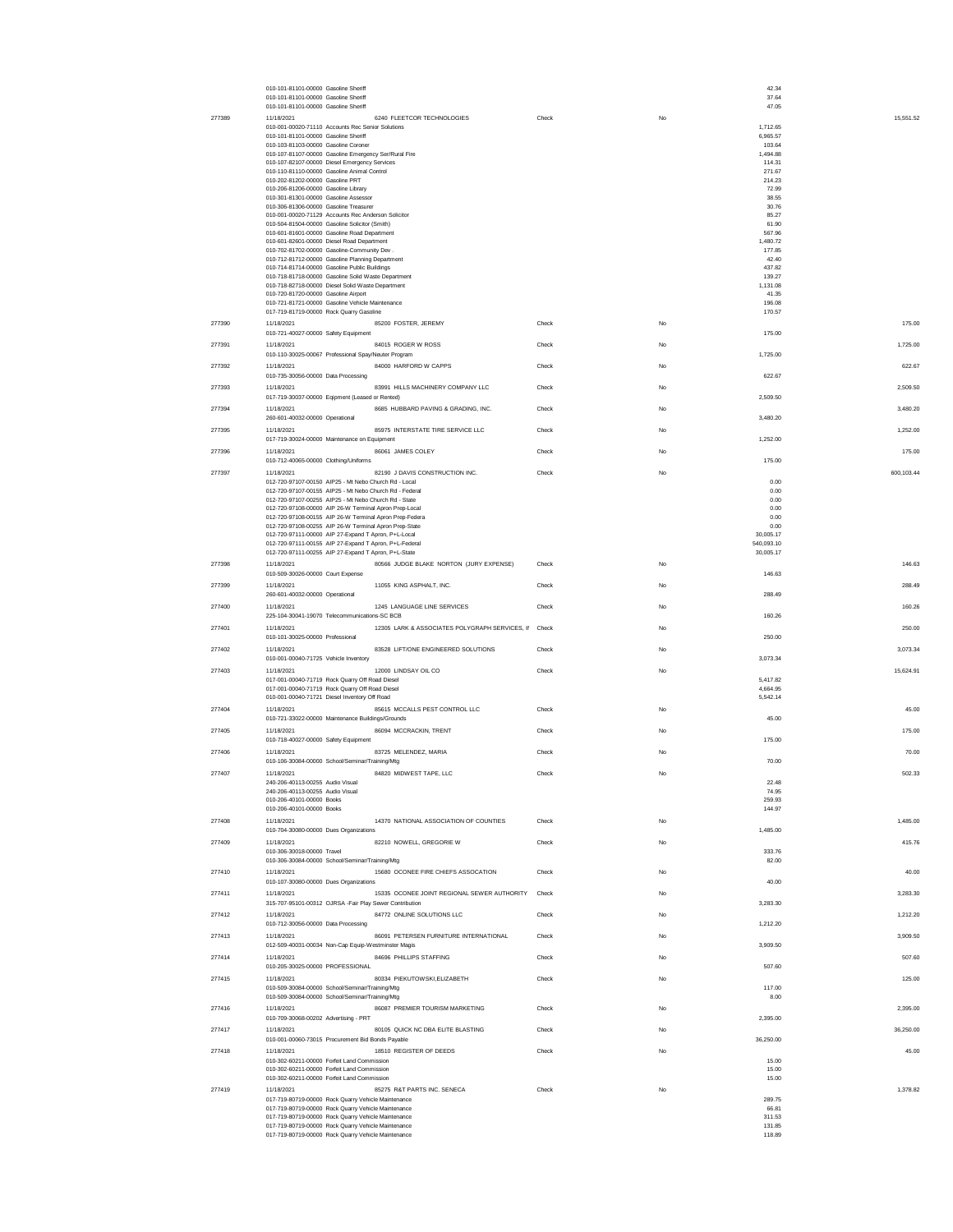| Check # | Date / Account | Vendor | Type | Void | Line Amount | Check Amount |
|---|---|---|---|---|---|---|
| | 010-101-81101-00000 Gasoline Sheriff | | | | 42.34 | |
| | 010-101-81101-00000 Gasoline Sheriff | | | | 37.64 | |
| | 010-101-81101-00000 Gasoline Sheriff | | | | 47.05 | |
| 277389 | 11/18/2021 | 6240 FLEETCOR TECHNOLOGIES | Check | No | | 15,551.52 |
| | 010-001-00020-71110 Accounts Rec Senior Solutions | | | | 1,712.65 | |
| | 010-101-81101-00000 Gasoline Sheriff | | | | 6,965.57 | |
| | 010-103-81103-00000 Gasoline Coroner | | | | 103.64 | |
| | 010-107-81107-00000 Gasoline Emergency Ser/Rural Fire | | | | 1,494.88 | |
| | 010-107-82107-00000 Diesel Emergency Services | | | | 114.31 | |
| | 010-110-81110-00000 Gasoline Animal Control | | | | 271.67 | |
| | 010-202-81202-00000 Gasoline PRT | | | | 214.23 | |
| | 010-206-81206-00000 Gasoline Library | | | | 72.99 | |
| | 010-301-81301-00000 Gasoline Assessor | | | | 38.55 | |
| | 010-306-81306-00000 Gasoline Treasurer | | | | 30.76 | |
| | 010-001-00020-71129 Accounts Rec Anderson Solicitor | | | | 85.27 | |
| | 010-504-81504-00000 Gasoline Solicitor (Smith) | | | | 61.90 | |
| | 010-601-81601-00000 Gasoline Road Department | | | | 567.96 | |
| | 010-601-82601-00000 Diesel Road Department | | | | 1,480.72 | |
| | 010-702-81702-00000 Gasoline-Community Dev . | | | | 177.85 | |
| | 010-712-81712-00000 Gasoline Planning Department | | | | 42.40 | |
| | 010-714-81714-00000 Gasoline Public Buildings | | | | 437.82 | |
| | 010-718-81718-00000 Gasoline Solid Waste Department | | | | 139.27 | |
| | 010-718-82718-00000 Diesel Solid Waste Department | | | | 1,131.08 | |
| | 010-720-81720-00000 Gasoline Airport | | | | 41.35 | |
| | 010-721-81721-00000 Gasoline Vehicle Maintenance | | | | 196.08 | |
| | 017-719-81719-00000 Rock Quarry Gasoline | | | | 170.57 | |
| 277390 | 11/18/2021 | 85200 FOSTER, JEREMY | Check | No | | 175.00 |
| | 010-721-40027-00000 Safety Equipment | | | | 175.00 | |
| 277391 | 11/18/2021 | 84015 ROGER W ROSS | Check | No | | 1,725.00 |
| | 010-110-30025-00067 Professional Spay/Neuter Program | | | | 1,725.00 | |
| 277392 | 11/18/2021 | 84000 HARFORD W CAPPS | Check | No | | 622.67 |
| | 010-735-30056-00000 Data Processing | | | | 622.67 | |
| 277393 | 11/18/2021 | 83991 HILLS MACHINERY COMPANY LLC | Check | No | | 2,509.50 |
| | 017-719-30037-00000 Eqipment (Leased or Rented) | | | | 2,509.50 | |
| 277394 | 11/18/2021 | 8685 HUBBARD PAVING & GRADING, INC. | Check | No | | 3,480.20 |
| | 260-601-40032-00000 Operational | | | | 3,480.20 | |
| 277395 | 11/18/2021 | 85975 INTERSTATE TIRE SERVICE LLC | Check | No | | 1,252.00 |
| | 017-719-30024-00000 Maintenance on Equipment | | | | 1,252.00 | |
| 277396 | 11/18/2021 | 86061 JAMES COLEY | Check | No | | 175.00 |
| | 010-712-40065-00000 Clothing/Uniforms | | | | 175.00 | |
| 277397 | 11/18/2021 | 82190 J DAVIS CONSTRUCTION INC. | Check | No | | 600,103.44 |
| | 012-720-97107-00150 AIP25 - Mt Nebo Church Rd - Local | | | | 0.00 | |
| | 012-720-97107-00155 AIP25 - Mt Nebo Church Rd - Federal | | | | 0.00 | |
| | 012-720-97107-00255 AIP25 - Mt Nebo Church Rd - State | | | | 0.00 | |
| | 012-720-97108-00000 AIP 26-W Terminal Apron Prep-Local | | | | 0.00 | |
| | 012-720-97108-00155 AIP 26-W Terminal Apron Prep-Federa | | | | 0.00 | |
| | 012-720-97108-00255 AIP 26-W Terminal Apron Prep-State | | | | 0.00 | |
| | 012-720-97111-00000 AIP 27-Expand T Apron, P+L-Local | | | | 30,005.17 | |
| | 012-720-97111-00155 AIP 27-Expand T Apron, P+L-Federal | | | | 540,093.10 | |
| | 012-720-97111-00255 AIP 27-Expand T Apron, P+L-State | | | | 30,005.17 | |
| 277398 | 11/18/2021 | 80566 JUDGE BLAKE NORTON (JURY EXPENSE) | Check | No | | 146.63 |
| | 010-509-30026-00000 Court Expense | | | | 146.63 | |
| 277399 | 11/18/2021 | 11055 KING ASPHALT, INC. | Check | No | | 288.49 |
| | 260-601-40032-00000 Operational | | | | 288.49 | |
| 277400 | 11/18/2021 | 1245 LANGUAGE LINE SERVICES | Check | No | | 160.26 |
| | 225-104-30041-19070 Telecommunications-SC BCB | | | | 160.26 | |
| 277401 | 11/18/2021 | 12305 LARK & ASSOCIATES POLYGRAPH SERVICES, I | Check | No | | 250.00 |
| | 010-101-30025-00000 Professional | | | | 250.00 | |
| 277402 | 11/18/2021 | 83528 LIFT/ONE ENGINEERED SOLUTIONS | Check | No | | 3,073.34 |
| | 010-001-00040-71725 Vehicle Inventory | | | | 3,073.34 | |
| 277403 | 11/18/2021 | 12000 LINDSAY OIL CO | Check | No | | 15,624.91 |
| | 017-001-00040-71719 Rock Quarry Off Road Diesel | | | | 5,417.82 | |
| | 017-001-00040-71719 Rock Quarry Off Road Diesel | | | | 4,664.95 | |
| | 010-001-00040-71721 Diesel Inventory Off Road | | | | 5,542.14 | |
| 277404 | 11/18/2021 | 85615 MCCALLS PEST CONTROL LLC | Check | No | | 45.00 |
| | 010-721-33022-00000 Maintenance Buildings/Grounds | | | | 45.00 | |
| 277405 | 11/18/2021 | 86094 MCCRACKIN, TRENT | Check | No | | 175.00 |
| | 010-718-40027-00000 Safety Equipment | | | | 175.00 | |
| 277406 | 11/18/2021 | 83725 MELENDEZ, MARIA | Check | No | | 70.00 |
| | 010-106-30084-00000 School/Seminar/Training/Mtg | | | | 70.00 | |
| 277407 | 11/18/2021 | 84820 MIDWEST TAPE, LLC | Check | No | | 502.33 |
| | 240-206-40113-00255 Audio Visual | | | | 22.48 | |
| | 240-206-40113-00255 Audio Visual | | | | 74.95 | |
| | 010-206-40101-00000 Books | | | | 259.93 | |
| | 010-206-40101-00000 Books | | | | 144.97 | |
| 277408 | 11/18/2021 | 14370 NATIONAL ASSOCIATION OF COUNTIES | Check | No | | 1,485.00 |
| | 010-704-30080-00000 Dues Organizations | | | | 1,485.00 | |
| 277409 | 11/18/2021 | 82210 NOWELL, GREGORIE W | Check | No | | 415.76 |
| | 010-306-30018-00000 Travel | | | | 333.76 | |
| | 010-306-30084-00000 School/Seminar/Training/Mtg | | | | 82.00 | |
| 277410 | 11/18/2021 | 15680 OCONEE FIRE CHIEFS ASSOCATION | Check | No | | 40.00 |
| | 010-107-30080-00000 Dues Organizations | | | | 40.00 | |
| 277411 | 11/18/2021 | 15335 OCONEE JOINT REGIONAL SEWER AUTHORITY | Check | No | | 3,283.30 |
| | 315-707-95101-00312 OJRSA -Fair Play Sewer Contribution | | | | 3,283.30 | |
| 277412 | 11/18/2021 | 84772 ONLINE SOLUTIONS LLC | Check | No | | 1,212.20 |
| | 010-712-30056-00000 Data Processing | | | | 1,212.20 | |
| 277413 | 11/18/2021 | 86091 PETERSEN FURNITURE INTERNATIONAL | Check | No | | 3,909.50 |
| | 012-509-40031-00034 Non-Cap Equip-Westminster Magis | | | | 3,909.50 | |
| 277414 | 11/18/2021 | 84696 PHILLIPS STAFFING | Check | No | | 507.60 |
| | 010-205-30025-00000 PROFESSIONAL | | | | 507.60 | |
| 277415 | 11/18/2021 | 80334 PIEKUTOWSKI,ELIZABETH | Check | No | | 125.00 |
| | 010-509-30084-00000 School/Seminar/Training/Mtg | | | | 117.00 | |
| | 010-509-30084-00000 School/Seminar/Training/Mtg | | | | 8.00 | |
| 277416 | 11/18/2021 | 86087 PREMIER TOURISM MARKETING | Check | No | | 2,395.00 |
| | 010-709-30068-00202 Advertising - PRT | | | | 2,395.00 | |
| 277417 | 11/18/2021 | 80105 QUICK NC DBA ELITE BLASTING | Check | No | | 36,250.00 |
| | 010-001-00060-73015 Procurement Bid Bonds Payable | | | | 36,250.00 | |
| 277418 | 11/18/2021 | 18510 REGISTER OF DEEDS | Check | No | | 45.00 |
| | 010-302-60211-00000 Forfeit Land Commission | | | | 15.00 | |
| | 010-302-60211-00000 Forfeit Land Commission | | | | 15.00 | |
| | 010-302-60211-00000 Forfeit Land Commission | | | | 15.00 | |
| 277419 | 11/18/2021 | 85275 R&T PARTS INC. SENECA | Check | No | | 1,378.82 |
| | 017-719-80719-00000 Rock Quarry Vehicle Maintenance | | | | 289.75 | |
| | 017-719-80719-00000 Rock Quarry Vehicle Maintenance | | | | 66.81 | |
| | 017-719-80719-00000 Rock Quarry Vehicle Maintenance | | | | 311.53 | |
| | 017-719-80719-00000 Rock Quarry Vehicle Maintenance | | | | 131.85 | |
| | 017-719-80719-00000 Rock Quarry Vehicle Maintenance | | | | 118.89 | |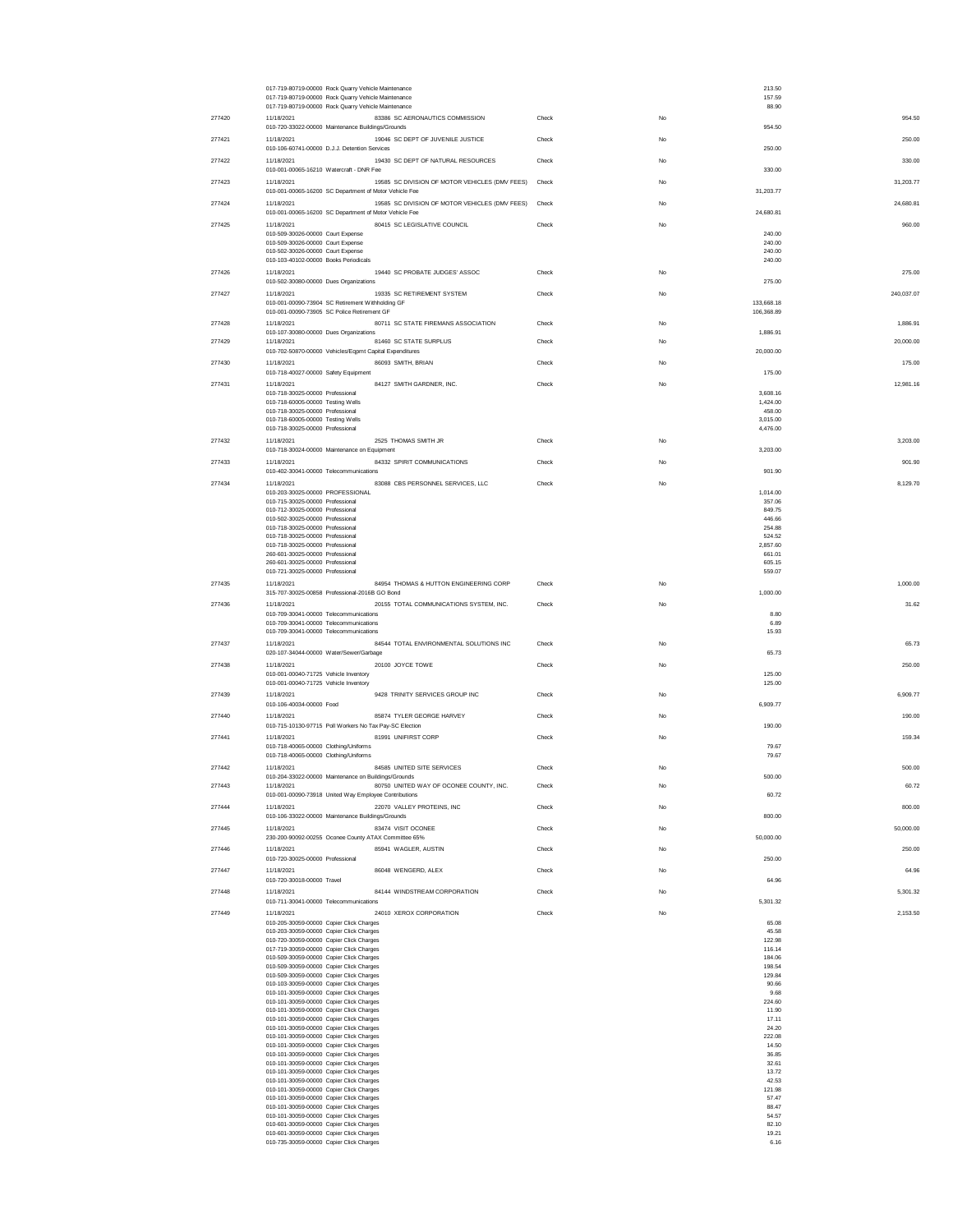| Check # | Date / Account | Vendor | Type | Void | Line Amount | Check Amount |
|---|---|---|---|---|---|---|
| | 017-719-80719-00000 Rock Quarry Vehicle Maintenance | | | | 213.50 | |
| | 017-719-80719-00000 Rock Quarry Vehicle Maintenance | | | | 157.59 | |
| | 017-719-80719-00000 Rock Quarry Vehicle Maintenance | | | | 88.90 | |
| 277420 | 11/18/2021 | 83386 SC AERONAUTICS COMMISSION | Check | No | | 954.50 |
| | 010-720-33022-00000 Maintenance Buildings/Grounds | | | | 954.50 | |
| 277421 | 11/18/2021 | 19046 SC DEPT OF JUVENILE JUSTICE | Check | No | | 250.00 |
| | 010-106-60741-00000 D.J.J. Detention Services | | | | 250.00 | |
| 277422 | 11/18/2021 | 19430 SC DEPT OF NATURAL RESOURCES | Check | No | | 330.00 |
| | 010-001-00065-16210 Watercraft - DNR Fee | | | | 330.00 | |
| 277423 | 11/18/2021 | 19585 SC DIVISION OF MOTOR VEHICLES (DMV FEES) | Check | No | | 31,203.77 |
| | 010-001-00065-16200 SC Department of Motor Vehicle Fee | | | | 31,203.77 | |
| 277424 | 11/18/2021 | 19585 SC DIVISION OF MOTOR VEHICLES (DMV FEES) | Check | No | | 24,680.81 |
| | 010-001-00065-16200 SC Department of Motor Vehicle Fee | | | | 24,680.81 | |
| 277425 | 11/18/2021 | 80415 SC LEGISLATIVE COUNCIL | Check | No | | 960.00 |
| | 010-509-30026-00000 Court Expense | | | | 240.00 | |
| | 010-509-30026-00000 Court Expense | | | | 240.00 | |
| | 010-502-30026-00000 Court Expense | | | | 240.00 | |
| | 010-103-40102-00000 Books Periodicals | | | | 240.00 | |
| 277426 | 11/18/2021 | 19440 SC PROBATE JUDGES' ASSOC | Check | No | | 275.00 |
| | 010-502-30080-00000 Dues Organizations | | | | 275.00 | |
| 277427 | 11/18/2021 | 19335 SC RETIREMENT SYSTEM | Check | No | | 240,037.07 |
| | 010-001-00090-73904 SC Retirement Withholding GF | | | | 133,668.18 | |
| | 010-001-00090-73905 SC Police Retirement GF | | | | 106,368.89 | |
| 277428 | 11/18/2021 | 80711 SC STATE FIREMANS ASSOCIATION | Check | No | | 1,886.91 |
| | 010-107-30080-00000 Dues Organizations | | | | 1,886.91 | |
| 277429 | 11/18/2021 | 81460 SC STATE SURPLUS | Check | No | | 20,000.00 |
| | 010-702-50870-00000 Vehicles/Eqpmt Capital Expenditures | | | | 20,000.00 | |
| 277430 | 11/18/2021 | 86093 SMITH, BRIAN | Check | No | | 175.00 |
| | 010-718-40027-00000 Safety Equipment | | | | 175.00 | |
| 277431 | 11/18/2021 | 84127 SMITH GARDNER, INC. | Check | No | | 12,981.16 |
| | 010-718-30025-00000 Professional | | | | 3,608.16 | |
| | 010-718-60005-00000 Testing Wells | | | | 1,424.00 | |
| | 010-718-30025-00000 Professional | | | | 458.00 | |
| | 010-718-60005-00000 Testing Wells | | | | 3,015.00 | |
| | 010-718-30025-00000 Professional | | | | 4,476.00 | |
| 277432 | 11/18/2021 | 2525 THOMAS SMITH JR | Check | No | | 3,203.00 |
| | 010-718-30024-00000 Maintenance on Equipment | | | | 3,203.00 | |
| 277433 | 11/18/2021 | 84332 SPIRIT COMMUNICATIONS | Check | No | | 901.90 |
| | 010-402-30041-00000 Telecommunications | | | | 901.90 | |
| 277434 | 11/18/2021 | 83088 CBS PERSONNEL SERVICES, LLC | Check | No | | 8,129.70 |
| | 010-203-30025-00000 PROFESSIONAL | | | | 1,014.00 | |
| | 010-715-30025-00000 Professional | | | | 357.06 | |
| | 010-712-30025-00000 Professional | | | | 849.75 | |
| | 010-502-30025-00000 Professional | | | | 446.66 | |
| | 010-718-30025-00000 Professional | | | | 254.88 | |
| | 010-718-30025-00000 Professional | | | | 524.52 | |
| | 010-718-30025-00000 Professional | | | | 2,857.60 | |
| | 260-601-30025-00000 Professional | | | | 661.01 | |
| | 260-601-30025-00000 Professional | | | | 605.15 | |
| | 010-721-30025-00000 Professional | | | | 559.07 | |
| 277435 | 11/18/2021 | 84954 THOMAS & HUTTON ENGINEERING CORP | Check | No | | 1,000.00 |
| | 315-707-30025-00858 Professional-2016B GO Bond | | | | 1,000.00 | |
| 277436 | 11/18/2021 | 20155 TOTAL COMMUNICATIONS SYSTEM, INC. | Check | No | | 31.62 |
| | 010-709-30041-00000 Telecommunications | | | | 8.80 | |
| | 010-709-30041-00000 Telecommunications | | | | 6.89 | |
| | 010-709-30041-00000 Telecommunications | | | | 15.93 | |
| 277437 | 11/18/2021 | 84544 TOTAL ENVIRONMENTAL SOLUTIONS INC | Check | No | | 65.73 |
| | 020-107-34044-00000 Water/Sewer/Garbage | | | | 65.73 | |
| 277438 | 11/18/2021 | 20100 JOYCE TOWE | Check | No | | 250.00 |
| | 010-001-00040-71725 Vehicle Inventory | | | | 125.00 | |
| | 010-001-00040-71725 Vehicle Inventory | | | | 125.00 | |
| 277439 | 11/18/2021 | 9428 TRINITY SERVICES GROUP INC | Check | No | | 6,909.77 |
| | 010-106-40034-00000 Food | | | | 6,909.77 | |
| 277440 | 11/18/2021 | 85874 TYLER GEORGE HARVEY | Check | No | | 190.00 |
| | 010-715-10130-97715 Poll Workers No Tax Pay-SC Election | | | | 190.00 | |
| 277441 | 11/18/2021 | 81991 UNIFIRST CORP | Check | No | | 159.34 |
| | 010-718-40065-00000 Clothing/Uniforms | | | | 79.67 | |
| | 010-718-40065-00000 Clothing/Uniforms | | | | 79.67 | |
| 277442 | 11/18/2021 | 84585 UNITED SITE SERVICES | Check | No | | 500.00 |
| | 010-204-33022-00000 Maintenance on Buildings/Grounds | | | | 500.00 | |
| 277443 | 11/18/2021 | 80750 UNITED WAY OF OCONEE COUNTY, INC. | Check | No | | 60.72 |
| | 010-001-00090-73918 United Way Employee Contributions | | | | 60.72 | |
| 277444 | 11/18/2021 | 22070 VALLEY PROTEINS, INC | Check | No | | 800.00 |
| | 010-106-33022-00000 Maintenance Buildings/Grounds | | | | 800.00 | |
| 277445 | 11/18/2021 | 83474 VISIT OCONEE | Check | No | | 50,000.00 |
| | 230-200-90092-00255 Oconee County ATAX Committee 65% | | | | 50,000.00 | |
| 277446 | 11/18/2021 | 85941 WAGLER, AUSTIN | Check | No | | 250.00 |
| | 010-720-30025-00000 Professional | | | | 250.00 | |
| 277447 | 11/18/2021 | 86048 WENGERD, ALEX | Check | No | | 64.96 |
| | 010-720-30018-00000 Travel | | | | 64.96 | |
| 277448 | 11/18/2021 | 84144 WINDSTREAM CORPORATION | Check | No | | 5,301.32 |
| | 010-711-30041-00000 Telecommunications | | | | 5,301.32 | |
| 277449 | 11/18/2021 | 24010 XEROX CORPORATION | Check | No | | 2,153.50 |
| | 010-205-30059-00000 Copier Click Charges | | | | 65.08 | |
| | 010-203-30059-00000 Copier Click Charges | | | | 45.58 | |
| | 010-720-30059-00000 Copier Click Charges | | | | 122.98 | |
| | 017-719-30059-00000 Copier Click Charges | | | | 116.14 | |
| | 010-509-30059-00000 Copier Click Charges | | | | 184.06 | |
| | 010-509-30059-00000 Copier Click Charges | | | | 198.54 | |
| | 010-509-30059-00000 Copier Click Charges | | | | 129.84 | |
| | 010-103-30059-00000 Copier Click Charges | | | | 90.66 | |
| | 010-101-30059-00000 Copier Click Charges | | | | 9.68 | |
| | 010-101-30059-00000 Copier Click Charges | | | | 224.60 | |
| | 010-101-30059-00000 Copier Click Charges | | | | 11.90 | |
| | 010-101-30059-00000 Copier Click Charges | | | | 17.11 | |
| | 010-101-30059-00000 Copier Click Charges | | | | 24.20 | |
| | 010-101-30059-00000 Copier Click Charges | | | | 222.08 | |
| | 010-101-30059-00000 Copier Click Charges | | | | 14.50 | |
| | 010-101-30059-00000 Copier Click Charges | | | | 36.85 | |
| | 010-101-30059-00000 Copier Click Charges | | | | 32.61 | |
| | 010-101-30059-00000 Copier Click Charges | | | | 13.72 | |
| | 010-101-30059-00000 Copier Click Charges | | | | 42.53 | |
| | 010-101-30059-00000 Copier Click Charges | | | | 121.98 | |
| | 010-101-30059-00000 Copier Click Charges | | | | 57.47 | |
| | 010-101-30059-00000 Copier Click Charges | | | | 88.47 | |
| | 010-101-30059-00000 Copier Click Charges | | | | 54.57 | |
| | 010-601-30059-00000 Copier Click Charges | | | | 82.10 | |
| | 010-601-30059-00000 Copier Click Charges | | | | 19.21 | |
| | 010-735-30059-00000 Copier Click Charges | | | | 6.16 | |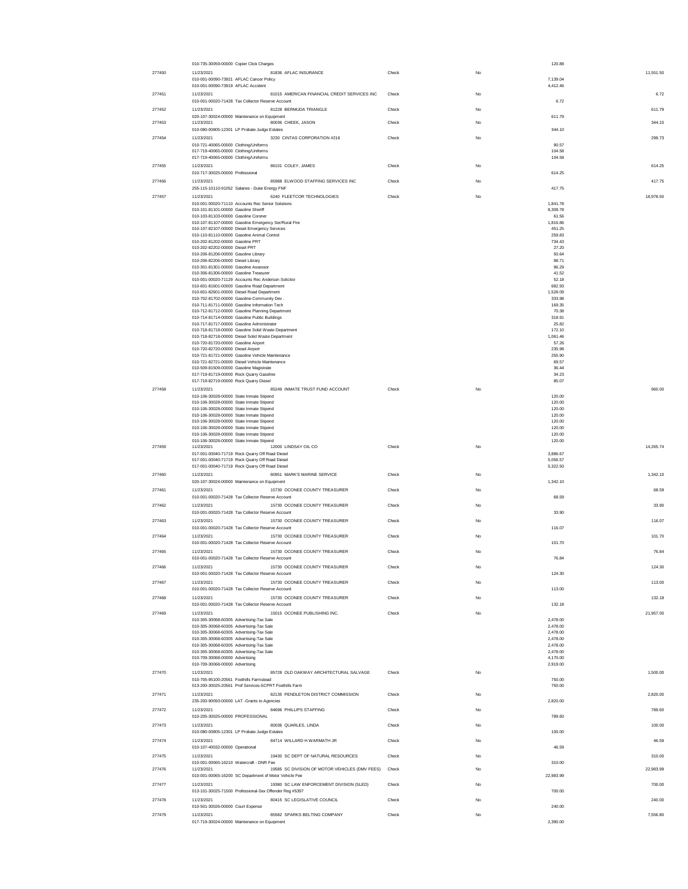| Check # | Date / Account | Vendor / Description | Type | | Void | Line Amount | Check Amount |
|---|---|---|---|---|---|---|---|
| | 010-735-30059-00000 Copier Click Charges | | | | | 120.88 | |
| 277450 | 11/23/2021 | 81836 AFLAC INSURANCE | Check | | No | | 11,551.50 |
| | 010-001-00090-73921 AFLAC Cancer Policy | | | | | 7,139.04 | |
| | 010-001-00090-73919 AFLAC Accident | | | | | 4,412.46 | |
| 277451 | 11/23/2021 | 81015 AMERICAN FINANCIAL CREDIT SERVICES INC | Check | | No | | 6.72 |
| | 010-001-00020-71428 Tax Collector Reserve Account | | | | | 6.72 | |
| 277452 | 11/23/2021 | 81228 BERMUDA TRIANGLE | Check | | No | | 611.79 |
| | 020-107-30024-00000 Maintenance on Equipment | | | | | 611.79 | |
| 277453 | 11/23/2021 | 80036 CHEEK, JASON | Check | | No | | 344.10 |
| | 010-080-00805-12301 LP Probate Judge Estates | | | | | 344.10 | |
| 277454 | 11/23/2021 | 3230 CINTAS CORPORATION #216 | Check | | No | | 299.73 |
| | 010-721-40065-00000 Clothing/Uniforms | | | | | 90.57 | |
| | 017-719-40065-00000 Clothing/Uniforms | | | | | 104.58 | |
| | 017-719-40065-00000 Clothing/Uniforms | | | | | 104.58 | |
| 277455 | 11/23/2021 | 86101 COLEY, JAMES | Check | | No | | 614.25 |
| | 010-717-30025-00000 Professional | | | | | 614.25 | |
| 277456 | 11/23/2021 | 85988 ELWOOD STAFFING SERVICES INC | Check | | No | | 417.75 |
| | 255-115-10110-91052 Salaries - Duke Energy FNF | | | | | 417.75 | |
| 277457 | 11/23/2021 | 6240 FLEETCOR TECHNOLOGIES | Check | | No | | 18,978.50 |
| | 010-001-00020-71110 Accounts Rec Senior Solutions | | | | | 1,841.78 | |
| | 010-101-81101-00000 Gasoline Sheriff | | | | | 8,308.78 | |
| | 010-103-81103-00000 Gasoline Coroner | | | | | 61.56 | |
| | 010-107-81107-00000 Gasoline Emergency Ser/Rural Fire | | | | | 1,816.86 | |
| | 010-107-82107-00000 Diesel Emergency Services | | | | | 451.25 | |
| | 010-110-81110-00000 Gasoline Animal Control | | | | | 259.83 | |
| | 010-202-81202-00000 Gasoline PRT | | | | | 734.43 | |
| | 010-202-82202-00000 Diesel PRT | | | | | 27.20 | |
| | 010-206-81206-00000 Gasoline Library | | | | | 50.64 | |
| | 010-206-82206-00000 Diesel Library | | | | | 98.71 | |
| | 010-301-81301-00000 Gasoline Assessor | | | | | 96.29 | |
| | 010-306-81306-00000 Gasoline Treasurer | | | | | 41.52 | |
| | 010-001-00020-71129 Accounts Rec Anderson Solicitor | | | | | 52.18 | |
| | 010-601-81601-00000 Gasoline Road Department | | | | | 682.93 | |
| | 010-601-82601-00000 Diesel Road Department | | | | | 1,528.09 | |
| | 010-702-81702-00000 Gasoline-Community Dev . | | | | | 333.98 | |
| | 010-711-81711-00000 Gasoline Information Tech | | | | | 169.35 | |
| | 010-712-81712-00000 Gasoline Planning Department | | | | | 70.38 | |
| | 010-714-81714-00000 Gasoline Public Buildings | | | | | 318.91 | |
| | 010-717-81717-00000 Gasoline Administrator | | | | | 25.82 | |
| | 010-718-81718-00000 Gasoline Solid Waste Department | | | | | 172.10 | |
| | 010-718-82718-00000 Diesel Solid Waste Department | | | | | 1,061.46 | |
| | 010-720-81720-00000 Gasoline Airport | | | | | 57.26 | |
| | 010-720-82720-00000 Diesel Airport | | | | | 235.98 | |
| | 010-721-81721-00000 Gasoline Vehicle Maintenance | | | | | 255.90 | |
| | 010-721-82721-00000 Diesel Vehicle Maintenance | | | | | 69.57 | |
| | 010-509-81509-00000 Gasoline Magistrate | | | | | 36.44 | |
| | 017-719-81719-00000 Rock Quarry Gasoline | | | | | 34.23 | |
| | 017-719-82719-00000 Rock Quarry Diesel | | | | | 85.07 | |
| 277458 | 11/23/2021 | 85249 INMATE TRUST FUND ACCOUNT | Check | | No | | 960.00 |
| | 010-106-30028-00000 State Inmate Stipend | | | | | 120.00 | |
| | 010-106-30028-00000 State Inmate Stipend | | | | | 120.00 | |
| | 010-106-30028-00000 State Inmate Stipend | | | | | 120.00 | |
| | 010-106-30028-00000 State Inmate Stipend | | | | | 120.00 | |
| | 010-106-30028-00000 State Inmate Stipend | | | | | 120.00 | |
| | 010-106-30028-00000 State Inmate Stipend | | | | | 120.00 | |
| | 010-106-30028-00000 State Inmate Stipend | | | | | 120.00 | |
| | 010-106-30028-00000 State Inmate Stipend | | | | | 120.00 | |
| 277459 | 11/23/2021 | 12000 LINDSAY OIL CO | Check | | No | | 14,265.74 |
| | 017-001-00040-71719 Rock Quarry Off Road Diesel | | | | | 3,886.67 | |
| | 017-001-00040-71719 Rock Quarry Off Road Diesel | | | | | 5,056.57 | |
| | 017-001-00040-71719 Rock Quarry Off Road Diesel | | | | | 5,322.50 | |
| 277460 | 11/23/2021 | 80951 MARK'S MARINE SERVICE | Check | | No | | 1,342.10 |
| | 020-107-30024-00000 Maintenance on Equipment | | | | | 1,342.10 | |
| 277461 | 11/23/2021 | 15730 OCONEE COUNTY TREASURER | Check | | No | | 68.59 |
| | 010-001-00020-71428 Tax Collector Reserve Account | | | | | 68.59 | |
| 277462 | 11/23/2021 | 15730 OCONEE COUNTY TREASURER | Check | | No | | 33.90 |
| | 010-001-00020-71428 Tax Collector Reserve Account | | | | | 33.90 | |
| 277463 | 11/23/2021 | 15730 OCONEE COUNTY TREASURER | Check | | No | | 116.07 |
| | 010-001-00020-71428 Tax Collector Reserve Account | | | | | 116.07 | |
| 277464 | 11/23/2021 | 15730 OCONEE COUNTY TREASURER | Check | | No | | 101.70 |
| | 010-001-00020-71428 Tax Collector Reserve Account | | | | | 101.70 | |
| 277465 | 11/23/2021 | 15730 OCONEE COUNTY TREASURER | Check | | No | | 76.84 |
| | 010-001-00020-71428 Tax Collector Reserve Account | | | | | 76.84 | |
| 277466 | 11/23/2021 | 15730 OCONEE COUNTY TREASURER | Check | | No | | 124.30 |
| | 010-001-00020-71428 Tax Collector Reserve Account | | | | | 124.30 | |
| 277467 | 11/23/2021 | 15730 OCONEE COUNTY TREASURER | Check | | No | | 113.00 |
| | 010-001-00020-71428 Tax Collector Reserve Account | | | | | 113.00 | |
| 277468 | 11/23/2021 | 15730 OCONEE COUNTY TREASURER | Check | | No | | 132.18 |
| | 010-001-00020-71428 Tax Collector Reserve Account | | | | | 132.18 | |
| 277469 | 11/23/2021 | 15015 OCONEE PUBLISHING INC. | Check | | No | | 21,957.00 |
| | 010-305-30068-60305 Advertising-Tax Sale | | | | | 2,478.00 | |
| | 010-305-30068-60305 Advertising-Tax Sale | | | | | 2,478.00 | |
| | 010-305-30068-60305 Advertising-Tax Sale | | | | | 2,478.00 | |
| | 010-305-30068-60305 Advertising-Tax Sale | | | | | 2,478.00 | |
| | 010-305-30068-60305 Advertising-Tax Sale | | | | | 2,478.00 | |
| | 010-305-30068-60305 Advertising-Tax Sale | | | | | 2,478.00 | |
| | 010-709-30068-00000 Advertising | | | | | 4,170.00 | |
| | 010-709-30068-00000 Advertising | | | | | 2,919.00 | |
| 277470 | 11/23/2021 | 85728 OLD OAKWAY ARCHITECTURAL SALVAGE | Check | | No | | 1,500.00 |
| | 010-705-95100-20561 Foothills Farmstead | | | | | 750.00 | |
| | 013-200-30025-20561 Prof Services-SCPRT Foothills Farm | | | | | 750.00 | |
| 277471 | 11/23/2021 | 82135 PENDLETON DISTRICT COMMISSION | Check | | No | | 2,820.00 |
| | 235-200-90093-00000 LAT -Grants to Agencies | | | | | 2,820.00 | |
| 277472 | 11/23/2021 | 84696 PHILLIPS STAFFING | Check | | No | | 789.60 |
| | 010-205-30025-00000 PROFESSIONAL | | | | | 789.60 | |
| 277473 | 11/23/2021 | 80036 QUARLES, LINDA | Check | | No | | 100.00 |
| | 010-080-00805-12301 LP Probate Judge Estates | | | | | 100.00 | |
| 277474 | 11/23/2021 | 84714 WILLARD H WARMATH JR | Check | | No | | 46.59 |
| | 010-107-40032-00000 Operational | | | | | 46.59 | |
| 277475 | 11/23/2021 | 19430 SC DEPT OF NATURAL RESOURCES | Check | | No | | 310.00 |
| | 010-001-00065-16210 Watercraft - DNR Fee | | | | | 310.00 | |
| 277476 | 11/23/2021 | 19585 SC DIVISION OF MOTOR VEHICLES (DMV FEES) | Check | | No | | 22,983.99 |
| | 010-001-00065-16200 SC Department of Motor Vehicle Fee | | | | | 22,983.99 | |
| 277477 | 11/23/2021 | 19380 SC LAW ENFORCEMENT DIVISION (SLED) | Check | | No | | 700.00 |
| | 013-101-30025-71500 Professional-Sex Offender Reg #5397 | | | | | 700.00 | |
| 277478 | 11/23/2021 | 80415 SC LEGISLATIVE COUNCIL | Check | | No | | 240.00 |
| | 010-501-30026-00000 Court Expense | | | | | 240.00 | |
| 277479 | 11/23/2021 | 85582 SPARKS BELTING COMPANY | Check | | No | | 7,556.80 |
| | 017-719-30024-00000 Maintenance on Equipment | | | | | 2,390.00 | |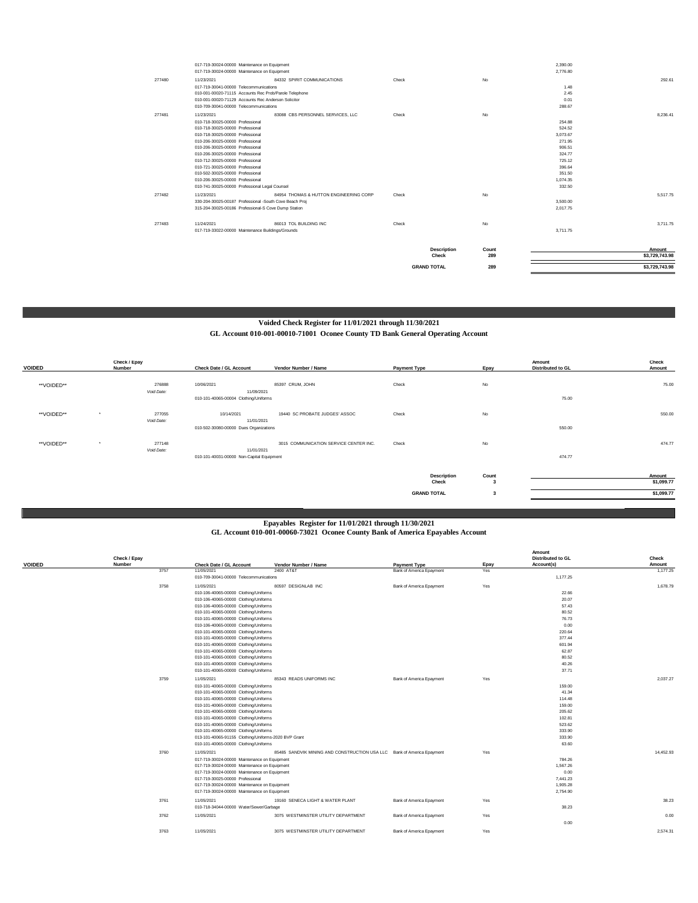| Check Number | Check Date / GL Account | Vendor Number / Name | Payment Type | Epay | Amount Distributed to GL | Check Amount |
|---|---|---|---|---|---|---|
| | 017-719-30024-00000 Maintenance on Equipment | | | | 2,390.00 | |
| | 017-719-30024-00000 Maintenance on Equipment | | | | 2,776.80 | |
| 277480 | 11/23/2021 | 84332 SPIRIT COMMUNICATIONS | Check | No | | 292.61 |
| | 017-719-30041-00000 Telecommunications | | | | 1.48 | |
| | 010-001-00020-71115 Accounts Rec Prob/Parole Telephone | | | | 2.45 | |
| | 010-001-00020-71129 Accounts Rec Anderson Solicitor | | | | 0.01 | |
| | 010-709-30041-00000 Telecommunications | | | | 288.67 | |
| 277481 | 11/23/2021 | 83088 CBS PERSONNEL SERVICES, LLC | Check | No | | 8,236.41 |
| | 010-718-30025-00000 Professional | | | | 254.88 | |
| | 010-718-30025-00000 Professional | | | | 524.52 | |
| | 010-718-30025-00000 Professional | | | | 3,073.67 | |
| | 010-206-30025-00000 Professional | | | | 271.95 | |
| | 010-206-30025-00000 Professional | | | | 906.51 | |
| | 010-206-30025-00000 Professional | | | | 324.77 | |
| | 010-712-30025-00000 Professional | | | | 725.12 | |
| | 010-721-30025-00000 Professional | | | | 396.64 | |
| | 010-502-30025-00000 Professional | | | | 351.50 | |
| | 010-206-30025-00000 Professional | | | | 1,074.35 | |
| | 010-741-30025-00000 Professional Legal Counsel | | | | 332.50 | |
| 277482 | 11/23/2021 | 84954 THOMAS & HUTTON ENGINEERING CORP | Check | No | | 5,517.75 |
| | 330-204-30025-00187 Professional -South Cove Beach Proj | | | | 3,500.00 | |
| | 315-204-30025-00186 Professional-S Cove Dump Station | | | | 2,017.75 | |
| 277483 | 11/24/2021 | 86013 TOL BUILDING INC | Check | No | | 3,711.75 |
| | 017-719-33022-00000 Maintenance Buildings/Grounds | | | | 3,711.75 | |

| Description | Count | Amount |
|---|---|---|
| Check | 289 | $3,729,743.98 |
| **GRAND TOTAL** | 289 | $3,729,743.98 |

## Voided Check Register for 11/01/2021 through 11/30/2021

### GL Account 010-001-00010-71001 Oconee County TD Bank General Operating Account

| VOIDED | Check / Epay Number | Check Date / GL Account | Vendor Number / Name | Payment Type | Epay | Amount Distributed to GL | Check Amount |
|---|---|---|---|---|---|---|---|
| **VOIDED** | 276888 | 10/06/2021 | 85397 CRUM, JOHN | Check | No | | 75.00 |
| | Void Date: | 11/09/2021 | | | | | |
| | | 010-101-40065-00004 Clothing/Uniforms | | | | 75.00 | |
| **VOIDED** * | 277055 | 10/14/2021 | 19440 SC PROBATE JUDGES' ASSOC | Check | No | | 550.00 |
| | Void Date: | 11/01/2021 | | | | | |
| | | 010-502-30080-00000 Dues Organizations | | | | 550.00 | |
| **VOIDED** * | 277148 | | 3015 COMMUNICATION SERVICE CENTER INC. | Check | No | | 474.77 |
| | Void Date: | 11/01/2021 | | | | | |
| | | 010-101-40031-00000 Non-Capital Equipment | | | | 474.77 | |

| Description | Count | Amount |
|---|---|---|
| Check | 3 | $1,099.77 |
| **GRAND TOTAL** | 3 | $1,099.77 |

## Epayables Register for 11/01/2021 through 11/30/2021

### GL Account 010-001-00060-73021 Oconee County Bank of America Epayables Account

| VOIDED | Check / Epay Number | Check Date / GL Account | Vendor Number / Name | Payment Type | Epay | Amount Distributed to GL Account(s) | Check Amount |
|---|---|---|---|---|---|---|---|
| | 3757 | 11/05/2021 | 2400 AT&T | Bank of America Epayment | Yes | | 1,177.25 |
| | | 010-709-30041-00000 Telecommunications | | | | 1,177.25 | |
| | 3758 | 11/05/2021 | 80597 DESIGNLAB INC | Bank of America Epayment | Yes | | 1,678.79 |
| | | 010-106-40065-00000 Clothing/Uniforms | | | | 22.66 | |
| | | 010-106-40065-00000 Clothing/Uniforms | | | | 20.07 | |
| | | 010-106-40065-00000 Clothing/Uniforms | | | | 57.43 | |
| | | 010-101-40065-00000 Clothing/Uniforms | | | | 80.52 | |
| | | 010-101-40065-00000 Clothing/Uniforms | | | | 76.73 | |
| | | 010-106-40065-00000 Clothing/Uniforms | | | | 0.00 | |
| | | 010-101-40065-00000 Clothing/Uniforms | | | | 220.64 | |
| | | 010-101-40065-00000 Clothing/Uniforms | | | | 377.44 | |
| | | 010-101-40065-00000 Clothing/Uniforms | | | | 601.94 | |
| | | 010-101-40065-00000 Clothing/Uniforms | | | | 62.87 | |
| | | 010-101-40065-00000 Clothing/Uniforms | | | | 80.52 | |
| | | 010-101-40065-00000 Clothing/Uniforms | | | | 40.26 | |
| | | 010-101-40065-00000 Clothing/Uniforms | | | | 37.71 | |
| | 3759 | 11/05/2021 | 85343 READS UNIFORMS INC | Bank of America Epayment | Yes | | 2,037.27 |
| | | 010-101-40065-00000 Clothing/Uniforms | | | | 159.00 | |
| | | 010-101-40065-00000 Clothing/Uniforms | | | | 41.34 | |
| | | 010-101-40065-00000 Clothing/Uniforms | | | | 114.48 | |
| | | 010-101-40065-00000 Clothing/Uniforms | | | | 159.00 | |
| | | 010-101-40065-00000 Clothing/Uniforms | | | | 205.62 | |
| | | 010-101-40065-00000 Clothing/Uniforms | | | | 102.81 | |
| | | 010-101-40065-00000 Clothing/Uniforms | | | | 523.62 | |
| | | 010-101-40065-00000 Clothing/Uniforms | | | | 333.90 | |
| | | 013-101-40065-91155 Clothing/Uniforms-2020 BVP Grant | | | | 333.90 | |
| | | 010-101-40065-00000 Clothing/Uniforms | | | | 63.60 | |
| | 3760 | 11/05/2021 | 85485 SANDVIK MINING AND CONSTRUCTION USA LLC | Bank of America Epayment | Yes | | 14,452.93 |
| | | 017-719-30024-00000 Maintenance on Equipment | | | | 784.26 | |
| | | 017-719-30024-00000 Maintenance on Equipment | | | | 1,567.26 | |
| | | 017-719-30024-00000 Maintenance on Equipment | | | | 0.00 | |
| | | 017-719-30025-00000 Professional | | | | 7,441.23 | |
| | | 017-719-30024-00000 Maintenance on Equipment | | | | 1,905.28 | |
| | | 017-719-30024-00000 Maintenance on Equipment | | | | 2,754.90 | |
| | 3761 | 11/05/2021 | 19160 SENECA LIGHT & WATER PLANT | Bank of America Epayment | Yes | | 38.23 |
| | | 010-718-34044-00000 Water/Sewer/Garbage | | | | 38.23 | |
| | 3762 | 11/05/2021 | 3075 WESTMINSTER UTILITY DEPARTMENT | Bank of America Epayment | Yes | | 0.00 |
| | | | | | | 0.00 | |
| | 3763 | 11/05/2021 | 3075 WESTMINSTER UTILITY DEPARTMENT | Bank of America Epayment | Yes | | 2,574.31 |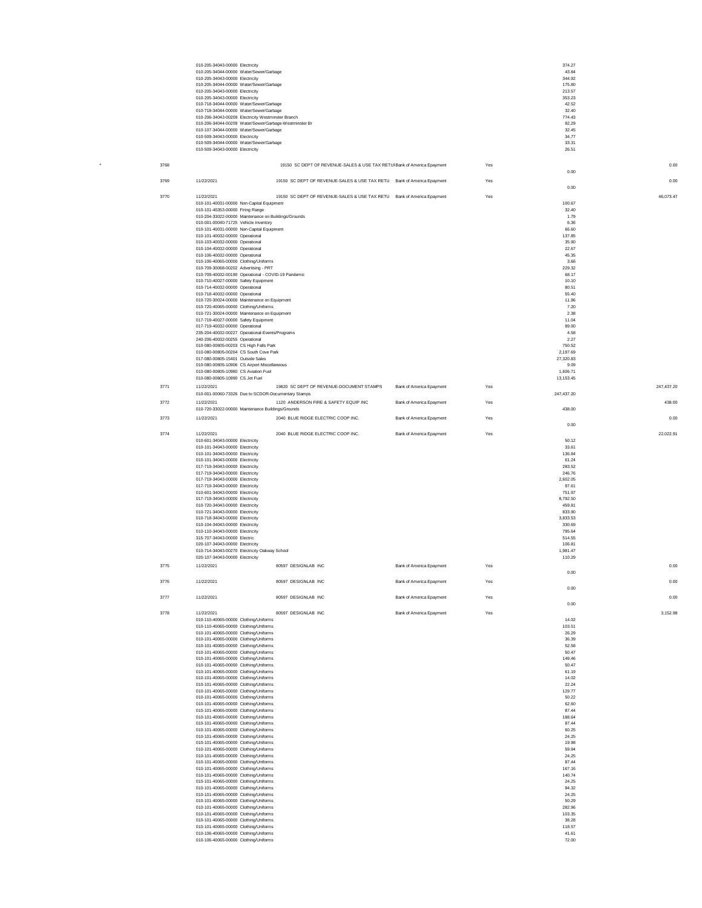| | | | | | | | |
|---|---|---|---|---|---|---|---|
| | | 010-205-34043-00000 Electricity | | | | 374.27 | |
| | | 010-205-34044-00000 Water/Sewer/Garbage | | | | 43.84 | |
| | | 010-205-34043-00000 Electricity | | | | 344.92 | |
| | | 010-205-34044-00000 Water/Sewer/Garbage | | | | 175.80 | |
| | | 010-205-34043-00000 Electricity | | | | 213.57 | |
| | | 010-205-34043-00000 Electricity | | | | 353.23 | |
| | | 010-718-34044-00000 Water/Sewer/Garbage | | | | 42.52 | |
| | | 010-718-34044-00000 Water/Sewer/Garbage | | | | 32.40 | |
| | | 010-206-34043-00209 Electricity Westminster Branch | | | | 774.43 | |
| | | 010-206-34044-00209 Water/Sewer/Garbage-Westminster Br | | | | 92.29 | |
| | | 010-107-34044-00000 Water/Sewer/Garbage | | | | 32.45 | |
| | | 010-509-34043-00000 Electricity | | | | 34.77 | |
| | | 010-509-34044-00000 Water/Sewer/Garbage | | | | 33.31 | |
| | | 010-509-34043-00000 Electricity | | | | 26.51 | |
| * | 3768 | | 19150 SC DEPT OF REVENUE-SALES & USE TAX RETUI Bank of America Epayment | | Yes | 0.00 | 0.00 |
| | 3769 | 11/22/2021 | 19150 SC DEPT OF REVENUE-SALES & USE TAX RETU | Bank of America Epayment | Yes | 0.00 | 0.00 |
| | 3770 | 11/22/2021 | 19150 SC DEPT OF REVENUE-SALES & USE TAX RETU | Bank of America Epayment | Yes | | 46,073.47 |
| | | 010-101-40031-00000 Non-Capital Equipment | | | | 100.67 | |
| | | 010-101-40353-00000 Firing Range | | | | 32.40 | |
| | | 010-204-33022-00000 Maintenance on Buildings/Grounds | | | | 1.79 | |
| | | 010-001-00040-71725 Vehicle Inventory | | | | 6.36 | |
| | | 010-101-40031-00000 Non-Capital Equipment | | | | 66.60 | |
| | | 010-101-40032-00000 Operational | | | | 137.85 | |
| | | 010-103-40032-00000 Operational | | | | 35.90 | |
| | | 010-104-40032-00000 Operational | | | | 22.67 | |
| | | 010-106-40032-00000 Operational | | | | 45.35 | |
| | | 010-106-40065-00000 Clothing/Uniforms | | | | 3.66 | |
| | | 010-709-30068-00202 Advertising - PRT | | | | 229.32 | |
| | | 010-709-40032-00190 Operational - COVID-19 Pandemic | | | | 68.17 | |
| | | 010-710-40027-00000 Safety Equipment | | | | 10.10 | |
| | | 010-714-40032-00000 Operational | | | | 80.51 | |
| | | 010-718-40032-00000 Operational | | | | 55.40 | |
| | | 010-720-30024-00000 Maintenance on Equipment | | | | 11.96 | |
| | | 010-720-40065-00000 Clothing/Uniforms | | | | 7.20 | |
| | | 010-721-30024-00000 Maintenance on Equipment | | | | 2.38 | |
| | | 017-719-40027-00000 Safety Equipment | | | | 11.04 | |
| | | 017-719-40032-00000 Operational | | | | 99.00 | |
| | | 235-204-40032-00227 Operational-Events/Programs | | | | 4.58 | |
| | | 240-206-40032-00255 Operational | | | | 2.27 | |
| | | 010-080-00805-00203 CS High Falls Park | | | | 750.52 | |
| | | 010-080-00805-00204 CS South Cove Park | | | | 2,197.69 | |
| | | 017-080-00805-15401 Outside Sales | | | | 27,320.83 | |
| | | 010-080-00805-10906 CS Airport Miscellaneous | | | | 9.09 | |
| | | 010-080-00805-10980 CS Aviation Fuel | | | | 1,606.71 | |
| | | 010-080-00805-10990 CS Jet Fuel | | | | 13,153.45 | |
| | 3771 | 11/22/2021 | 19820 SC DEPT OF REVENUE-DOCUMENT STAMPS | Bank of America Epayment | Yes | | 247,437.20 |
| | | 010-001-00060-73326 Due to SCDOR-Documentary Stamps | | | | 247,437.20 | |
| | 3772 | 11/22/2021 | 1120 ANDERSON FIRE & SAFETY EQUIP INC | Bank of America Epayment | Yes | | 438.00 |
| | | 010-720-33022-00000 Maintenance Buildings/Grounds | | | | 438.00 | |
| | 3773 | 11/22/2021 | 2040 BLUE RIDGE ELECTRIC COOP INC. | Bank of America Epayment | Yes | 0.00 | 0.00 |
| | 3774 | 11/22/2021 | 2040 BLUE RIDGE ELECTRIC COOP INC. | Bank of America Epayment | Yes | | 22,022.91 |
| | | 010-601-34043-00000 Electricity | | | | 50.12 | |
| | | 010-101-34043-00000 Electricity | | | | 33.61 | |
| | | 010-101-34043-00000 Electricity | | | | 136.84 | |
| | | 010-101-34043-00000 Electricity | | | | 61.24 | |
| | | 017-719-34043-00000 Electricity | | | | 283.52 | |
| | | 017-719-34043-00000 Electricity | | | | 246.76 | |
| | | 017-719-34043-00000 Electricity | | | | 2,602.05 | |
| | | 017-719-34043-00000 Electricity | | | | 97.61 | |
| | | 010-601-34043-00000 Electricity | | | | 751.97 | |
| | | 017-719-34043-00000 Electricity | | | | 8,792.50 | |
| | | 010-720-34043-00000 Electricity | | | | 459.81 | |
| | | 010-721-34043-00000 Electricity | | | | 833.90 | |
| | | 010-718-34043-00000 Electricity | | | | 3,833.53 | |
| | | 010-104-34043-00000 Electricity | | | | 330.69 | |
| | | 010-110-34043-00000 Electricity | | | | 795.64 | |
| | | 315-707-34043-00000 Electric | | | | 514.55 | |
| | | 020-107-34043-00000 Electricity | | | | 106.81 | |
| | | 010-714-34043-00270 Electricity Oakway School | | | | 1,981.47 | |
| | | 020-107-34043-00000 Electricity | | | | 110.29 | |
| | 3775 | 11/22/2021 | 80597 DESIGNLAB INC | Bank of America Epayment | Yes | 0.00 | 0.00 |
| | 3776 | 11/22/2021 | 80597 DESIGNLAB INC | Bank of America Epayment | Yes | 0.00 | 0.00 |
| | 3777 | 11/22/2021 | 80597 DESIGNLAB INC | Bank of America Epayment | Yes | 0.00 | 0.00 |
| | 3778 | 11/22/2021 | 80597 DESIGNLAB INC | Bank of America Epayment | Yes | | 3,152.98 |
| | | 010-110-40065-00000 Clothing/Uniforms | | | | 14.02 | |
| | | 010-110-40065-00000 Clothing/Uniforms | | | | 103.51 | |
| | | 010-101-40065-00000 Clothing/Uniforms | | | | 26.29 | |
| | | 010-101-40065-00000 Clothing/Uniforms | | | | 36.39 | |
| | | 010-101-40065-00000 Clothing/Uniforms | | | | 52.58 | |
| | | 010-101-40065-00000 Clothing/Uniforms | | | | 50.47 | |
| | | 010-101-40065-00000 Clothing/Uniforms | | | | 149.46 | |
| | | 010-101-40065-00000 Clothing/Uniforms | | | | 50.47 | |
| | | 010-101-40065-00000 Clothing/Uniforms | | | | 61.19 | |
| | | 010-101-40065-00000 Clothing/Uniforms | | | | 14.02 | |
| | | 010-101-40065-00000 Clothing/Uniforms | | | | 22.24 | |
| | | 010-101-40065-00000 Clothing/Uniforms | | | | 129.77 | |
| | | 010-101-40065-00000 Clothing/Uniforms | | | | 50.22 | |
| | | 010-101-40065-00000 Clothing/Uniforms | | | | 62.60 | |
| | | 010-101-40065-00000 Clothing/Uniforms | | | | 87.44 | |
| | | 010-101-40065-00000 Clothing/Uniforms | | | | 188.64 | |
| | | 010-101-40065-00000 Clothing/Uniforms | | | | 87.44 | |
| | | 010-101-40065-00000 Clothing/Uniforms | | | | 60.25 | |
| | | 010-101-40065-00000 Clothing/Uniforms | | | | 24.25 | |
| | | 010-101-40065-00000 Clothing/Uniforms | | | | 19.98 | |
| | | 010-101-40065-00000 Clothing/Uniforms | | | | 59.94 | |
| | | 010-101-40065-00000 Clothing/Uniforms | | | | 24.25 | |
| | | 010-101-40065-00000 Clothing/Uniforms | | | | 87.44 | |
| | | 010-101-40065-00000 Clothing/Uniforms | | | | 167.16 | |
| | | 010-101-40065-00000 Clothing/Uniforms | | | | 140.74 | |
| | | 010-101-40065-00000 Clothing/Uniforms | | | | 24.25 | |
| | | 010-101-40065-00000 Clothing/Uniforms | | | | 94.32 | |
| | | 010-101-40065-00000 Clothing/Uniforms | | | | 24.25 | |
| | | 010-101-40065-00000 Clothing/Uniforms | | | | 50.29 | |
| | | 010-101-40065-00000 Clothing/Uniforms | | | | 282.96 | |
| | | 010-101-40065-00000 Clothing/Uniforms | | | | 103.35 | |
| | | 010-101-40065-00000 Clothing/Uniforms | | | | 38.28 | |
| | | 010-101-40065-00000 Clothing/Uniforms | | | | 118.57 | |
| | | 010-106-40065-00000 Clothing/Uniforms | | | | 41.61 | |
| | | 010-106-40065-00000 Clothing/Uniforms | | | | 72.00 | |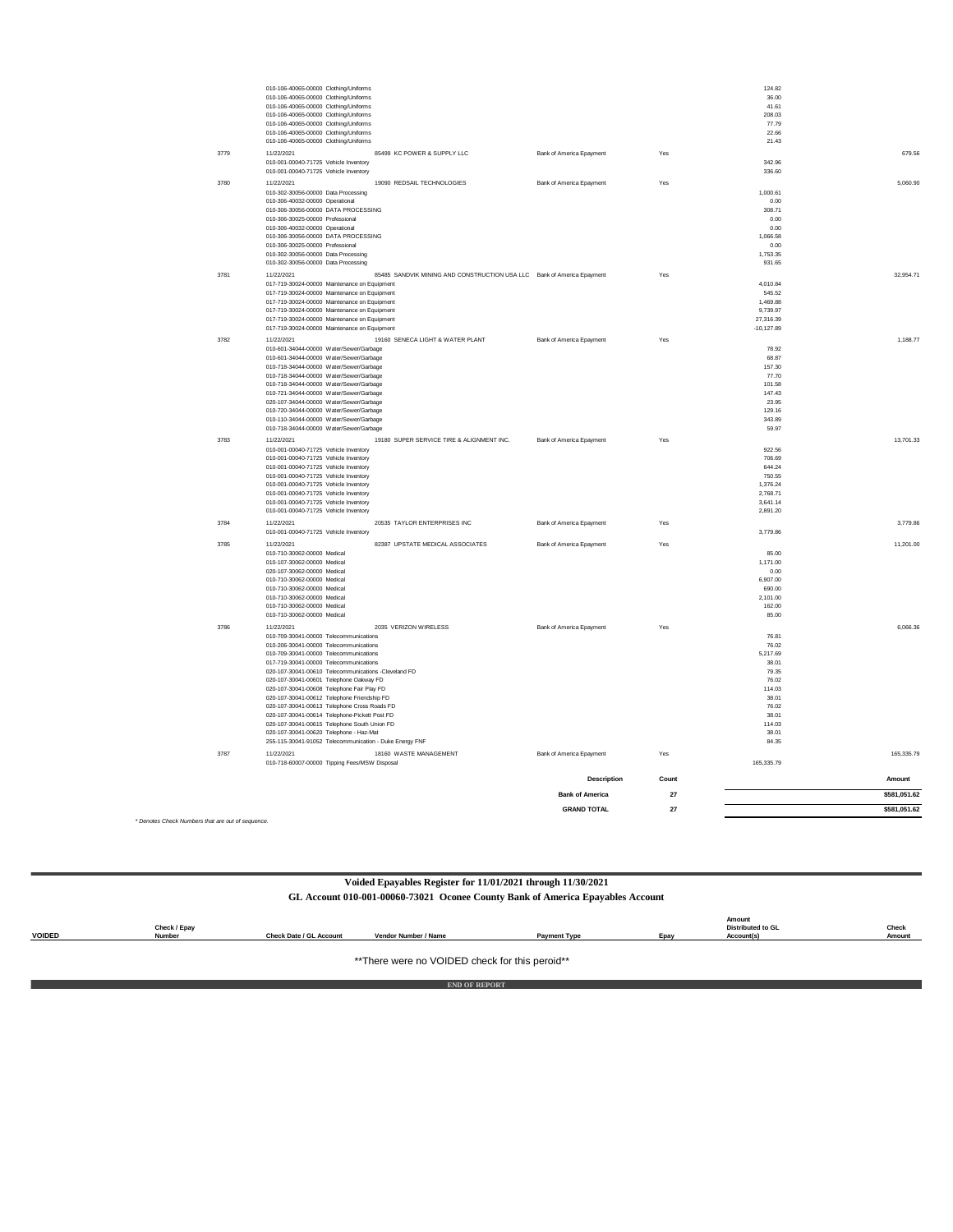| | | | | | | |
|---|---|---|---|---|---|---|
| | 010-106-40065-00000 Clothing/Uniforms | | | | 124.82 | |
| | 010-106-40065-00000 Clothing/Uniforms | | | | 36.00 | |
| | 010-106-40065-00000 Clothing/Uniforms | | | | 41.61 | |
| | 010-106-40065-00000 Clothing/Uniforms | | | | 208.03 | |
| | 010-106-40065-00000 Clothing/Uniforms | | | | 77.79 | |
| | 010-106-40065-00000 Clothing/Uniforms | | | | 22.66 | |
| | 010-106-40065-00000 Clothing/Uniforms | | | | 21.43 | |
| 3779 | 11/22/2021 | 85499 KC POWER & SUPPLY LLC | Bank of America Epayment | Yes | | 679.56 |
| | 010-001-00040-71725 Vehicle Inventory | | | | 342.96 | |
| | 010-001-00040-71725 Vehicle Inventory | | | | 336.60 | |
| 3780 | 11/22/2021 | 19090 REDSAIL TECHNOLOGIES | Bank of America Epayment | Yes | | 5,060.90 |
| | 010-302-30056-00000 Data Processing | | | | 1,000.61 | |
| | 010-306-40032-00000 Operational | | | | 0.00 | |
| | 010-306-30056-00000 DATA PROCESSING | | | | 308.71 | |
| | 010-306-30025-00000 Professional | | | | 0.00 | |
| | 010-306-40032-00000 Operational | | | | 0.00 | |
| | 010-306-30056-00000 DATA PROCESSING | | | | 1,066.58 | |
| | 010-306-30025-00000 Professional | | | | 0.00 | |
| | 010-302-30056-00000 Data Processing | | | | 1,753.35 | |
| | 010-302-30056-00000 Data Processing | | | | 931.65 | |
| 3781 | 11/22/2021 | 85485 SANDVIK MINING AND CONSTRUCTION USA LLC | Bank of America Epayment | Yes | | 32,954.71 |
| | 017-719-30024-00000 Maintenance on Equipment | | | | 4,010.84 | |
| | 017-719-30024-00000 Maintenance on Equipment | | | | 545.52 | |
| | 017-719-30024-00000 Maintenance on Equipment | | | | 1,469.88 | |
| | 017-719-30024-00000 Maintenance on Equipment | | | | 9,739.97 | |
| | 017-719-30024-00000 Maintenance on Equipment | | | | 27,316.39 | |
| | 017-719-30024-00000 Maintenance on Equipment | | | | -10,127.89 | |
| 3782 | 11/22/2021 | 19160 SENECA LIGHT & WATER PLANT | Bank of America Epayment | Yes | | 1,188.77 |
| | 010-601-34044-00000 Water/Sewer/Garbage | | | | 78.92 | |
| | 010-601-34044-00000 Water/Sewer/Garbage | | | | 68.87 | |
| | 010-718-34044-00000 Water/Sewer/Garbage | | | | 157.30 | |
| | 010-718-34044-00000 Water/Sewer/Garbage | | | | 77.70 | |
| | 010-718-34044-00000 Water/Sewer/Garbage | | | | 101.58 | |
| | 010-721-34044-00000 Water/Sewer/Garbage | | | | 147.43 | |
| | 020-107-34044-00000 Water/Sewer/Garbage | | | | 23.95 | |
| | 010-720-34044-00000 Water/Sewer/Garbage | | | | 129.16 | |
| | 010-110-34044-00000 Water/Sewer/Garbage | | | | 343.89 | |
| | 010-718-34044-00000 Water/Sewer/Garbage | | | | 59.97 | |
| 3783 | 11/22/2021 | 19180 SUPER SERVICE TIRE & ALIGNMENT INC. | Bank of America Epayment | Yes | | 13,701.33 |
| | 010-001-00040-71725 Vehicle Inventory | | | | 922.56 | |
| | 010-001-00040-71725 Vehicle Inventory | | | | 706.69 | |
| | 010-001-00040-71725 Vehicle Inventory | | | | 644.24 | |
| | 010-001-00040-71725 Vehicle Inventory | | | | 750.55 | |
| | 010-001-00040-71725 Vehicle Inventory | | | | 1,376.24 | |
| | 010-001-00040-71725 Vehicle Inventory | | | | 2,768.71 | |
| | 010-001-00040-71725 Vehicle Inventory | | | | 3,641.14 | |
| | 010-001-00040-71725 Vehicle Inventory | | | | 2,891.20 | |
| 3784 | 11/22/2021 | 20535 TAYLOR ENTERPRISES INC | Bank of America Epayment | Yes | | 3,779.86 |
| | 010-001-00040-71725 Vehicle Inventory | | | | 3,779.86 | |
| 3785 | 11/22/2021 | 82387 UPSTATE MEDICAL ASSOCIATES | Bank of America Epayment | Yes | | 11,201.00 |
| | 010-710-30062-00000 Medical | | | | 85.00 | |
| | 010-107-30062-00000 Medical | | | | 1,171.00 | |
| | 020-107-30062-00000 Medical | | | | 0.00 | |
| | 010-710-30062-00000 Medical | | | | 6,907.00 | |
| | 010-710-30062-00000 Medical | | | | 690.00 | |
| | 010-710-30062-00000 Medical | | | | 2,101.00 | |
| | 010-710-30062-00000 Medical | | | | 162.00 | |
| | 010-710-30062-00000 Medical | | | | 85.00 | |
| 3786 | 11/22/2021 | 2035 VERIZON WIRELESS | Bank of America Epayment | Yes | | 6,066.36 |
| | 010-709-30041-00000 Telecommunications | | | | 76.81 | |
| | 010-206-30041-00000 Telecommunications | | | | 76.02 | |
| | 010-709-30041-00000 Telecommunications | | | | 5,217.69 | |
| | 017-719-30041-00000 Telecommunications | | | | 38.01 | |
| | 020-107-30041-00610 Telecommunications -Cleveland FD | | | | 79.35 | |
| | 020-107-30041-00601 Telephone Oakway FD | | | | 76.02 | |
| | 020-107-30041-00608 Telephone Fair Play FD | | | | 114.03 | |
| | 020-107-30041-00612 Telephone Friendship FD | | | | 38.01 | |
| | 020-107-30041-00613 Telephone Cross Roads FD | | | | 76.02 | |
| | 020-107-30041-00614 Telephone-Pickett Post FD | | | | 38.01 | |
| | 020-107-30041-00615 Telephone South Union FD | | | | 114.03 | |
| | 020-107-30041-00620 Telephone - Haz-Mat | | | | 38.01 | |
| | 255-115-30041-91052 Telecommunication - Duke Energy FNF | | | | 84.35 | |
| 3787 | 11/22/2021 | 18160 WASTE MANAGEMENT | Bank of America Epayment | Yes | | 165,335.79 |
| | 010-718-60007-00000 Tipping Fees/MSW Disposal | | | | 165,335.79 | |

| Description | Count | Amount |
|---|---|---|
| **Bank of America** | **27** | **$581,051.62** |
| **GRAND TOTAL** | **27** | **$581,051.62** |

*\* Denotes Check Numbers that are out of sequence.*

## Voided Epayables Register for 11/01/2021 through 11/30/2021

### GL Account 010-001-00060-73021 Oconee County Bank of America Epayables Account

| VOIDED | Check / Epay Number | Check Date / GL Account | Vendor Number / Name | Payment Type | Epay | Amount Distributed to GL Account(s) | Check Amount |
|---|---|---|---|---|---|---|---|

**There were no VOIDED check for this peroid**

END OF REPORT